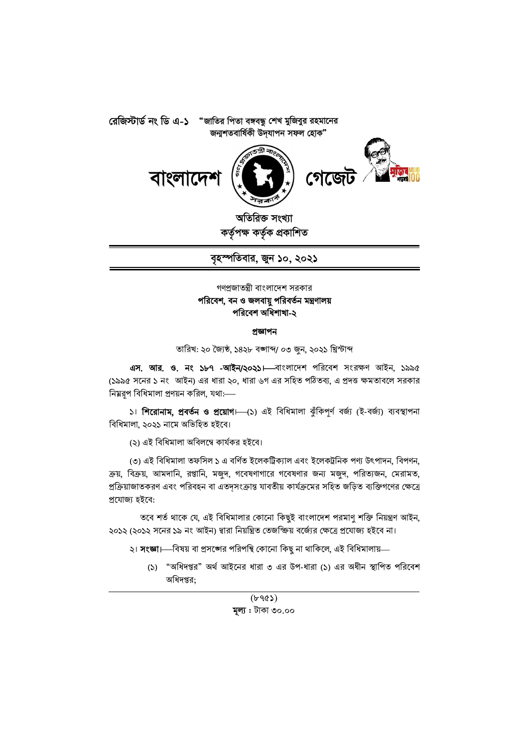রেজিস্টার্ড নং ডি এ-১ "জাতির পিতা বঙ্গবন্ধু শেখ মুজিবুর রহমানের জন্মশতবার্ষিকী উদ্‌যাপন সফল হোক"

# বাংলাদেশ গেজেট

**অতিরিক্ত সংখ্যা**
**কর্তৃপক্ষ কর্তৃক প্রকাশিত**

**বৃহস্পতিবার, জুন ১০, ২০২১**

গণপ্রজাতন্ত্রী বাংলাদেশ সরকার
**পরিবেশ, বন ও জলবায়ু পরিবর্তন মন্ত্রণালয়**
**পরিবেশ অধিশাখা-২**

**প্রজ্ঞাপন**

তারিখ: ২০ জ্যৈষ্ঠ, ১৪২৮ বঙ্গাব্দ/ ০৩ জুন, ২০২১ খ্রিস্টাব্দ

**এস. আর. ও. নং ১৮৭ -আইন/২০২১।**—বাংলাদেশ পরিবেশ সংরক্ষণ আইন, ১৯৯৫ (১৯৯৫ সনের ১ নং আইন) এর ধারা ২০, ধারা ৬গ এর সহিত পঠিতব্য, এ প্রদত্ত ক্ষমতাবলে সরকার নিম্নরূপ বিধিমালা প্রণয়ন করিল, যথা:—

১। **শিরোনাম, প্রবর্তন ও প্রয়োগ।**—(১) এই বিধিমালা ঝুঁকিপূর্ণ বর্জ্য (ই-বর্জ্য) ব্যবস্থাপনা বিধিমালা, ২০২১ নামে অভিহিত হইবে।

(২) এই বিধিমালা অবিলম্বে কার্যকর হইবে।

(৩) এই বিধিমালা তফসিল ১ এ বর্ণিত ইলেকট্রিক্যাল এবং ইলেকট্রনিক পণ্য উৎপাদন, বিপণন, ক্রয়, বিক্রয়, আমদানি, রপ্তানি, মজুদ, গবেষণাগারে গবেষণার জন্য মজুদ, পরিত্যজন, মেরামত, প্রক্রিয়াজাতকরণ এবং পরিবহন বা এতদ্‌সংক্রান্ত যাবতীয় কার্যক্রমের সহিত জড়িত ব্যক্তিগণের ক্ষেত্রে প্রযোজ্য হইবে:

তবে শর্ত থাকে যে, এই বিধিমালার কোনো কিছুই বাংলাদেশ পরমাণু শক্তি নিয়ন্ত্রণ আইন, ২০১২ (২০১২ সনের ১৯ নং আইন) দ্বারা নিয়ন্ত্রিত তেজস্ক্রিয় বর্জ্যের ক্ষেত্রে প্রযোজ্য হইবে না।

২। **সংজ্ঞা।**—বিষয় বা প্রসঙ্গের পরিপন্থি কোনো কিছু না থাকিলে, এই বিধিমালায়—

(১) "অধিদপ্তর" অর্থ আইনের ধারা ৩ এর উপ-ধারা (১) এর অধীন স্থাপিত পরিবেশ অধিদপ্তর;

(৮৭৫১)
**মূল্য :** টাকা ৩০.০০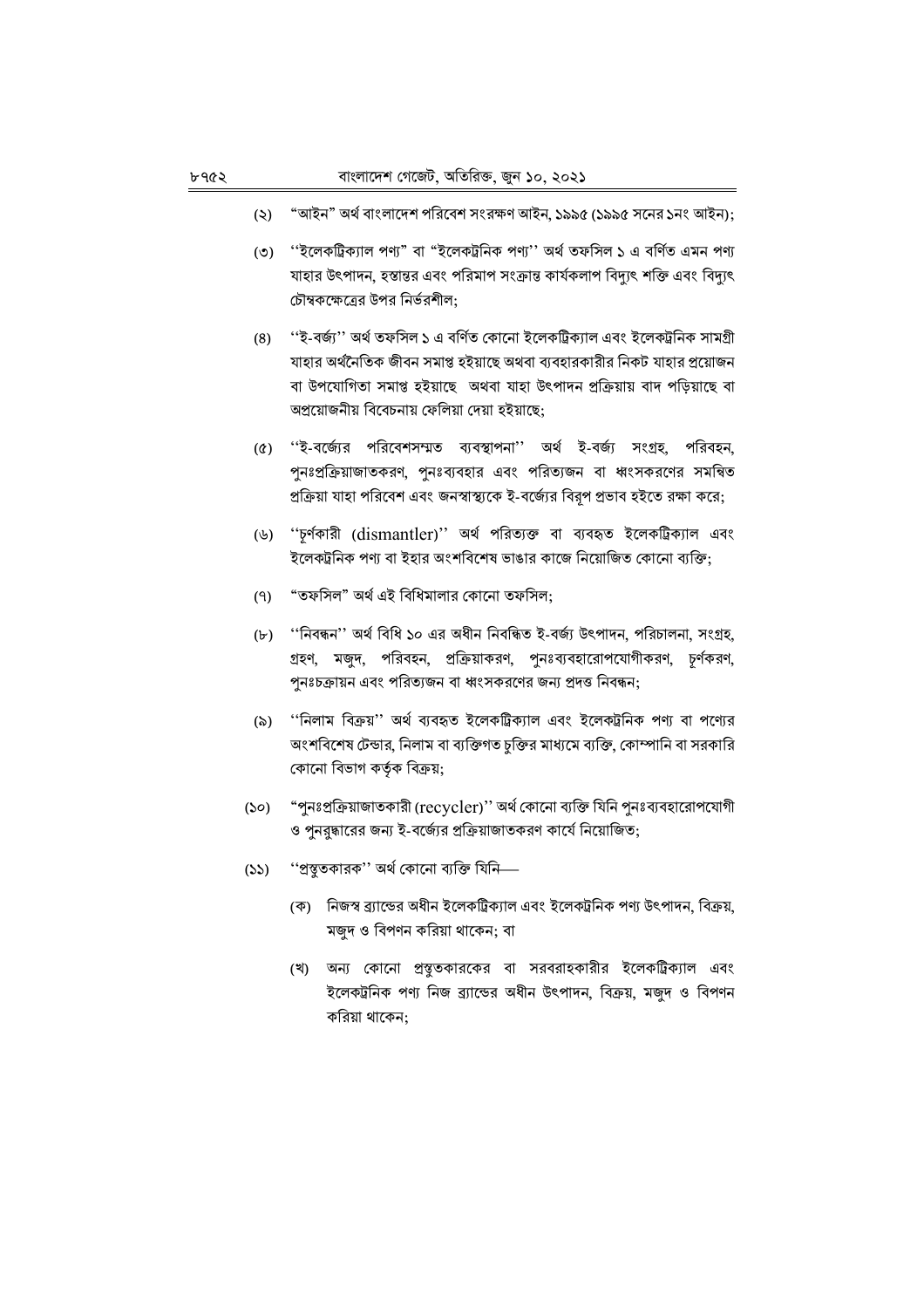(২) "আইন" অর্থ বাংলাদেশ পরিবেশ সংরক্ষণ আইন, ১৯৯৫ (১৯৯৫ সনের ১নং আইন);

(৩) ''ইলেকট্রিক্যাল পণ্য" বা "ইলেকট্রনিক পণ্য'' অর্থ তফসিল ১ এ বর্ণিত এমন পণ্য যাহার উৎপাদন, হস্তান্তর এবং পরিমাপ সংক্রান্ত কার্যকলাপ বিদ্যুৎ শক্তি এবং বিদ্যুৎ চৌম্বকক্ষেত্রের উপর নির্ভরশীল;

(৪) ''ই-বর্জ্য'' অর্থ তফসিল ১ এ বর্ণিত কোনো ইলেকট্রিক্যাল এবং ইলেকট্রনিক সামগ্রী যাহার অর্থনৈতিক জীবন সমাপ্ত হইয়াছে অথবা ব্যবহারকারীর নিকট যাহার প্রয়োজন বা উপযোগিতা সমাপ্ত হইয়াছে অথবা যাহা উৎপাদন প্রক্রিয়ায় বাদ পড়িয়াছে বা অপ্রয়োজনীয় বিবেচনায় ফেলিয়া দেয়া হইয়াছে;

(৫) ''ই-বর্জ্যের পরিবেশসম্মত ব্যবস্থাপনা'' অর্থ ই-বর্জ্য সংগ্রহ, পরিবহন, পুনঃপ্রক্রিয়াজাতকরণ, পুনঃব্যবহার এবং পরিত্যজন বা ধ্বংসকরণের সমন্বিত প্রক্রিয়া যাহা পরিবেশ এবং জনস্বাস্থ্যকে ই-বর্জ্যের বিরূপ প্রভাব হইতে রক্ষা করে;

(৬) ''চূর্ণকারী (dismantler)'' অর্থ পরিত্যক্ত বা ব্যবহৃত ইলেকট্রিক্যাল এবং ইলেকট্রনিক পণ্য বা ইহার অংশবিশেষ ভাঙার কাজে নিয়োজিত কোনো ব্যক্তি;

(৭) "তফসিল" অর্থ এই বিধিমালার কোনো তফসিল;

(৮) ''নিবন্ধন'' অর্থ বিধি ১০ এর অধীন নিবন্ধিত ই-বর্জ্য উৎপাদন, পরিচালনা, সংগ্রহ, গ্রহণ, মজুদ, পরিবহন, প্রক্রিয়াকরণ, পুনঃব্যবহারোপযোগীকরণ, চূর্ণকরণ, পুনঃচক্রায়ন এবং পরিত্যজন বা ধ্বংসকরণের জন্য প্রদত্ত নিবন্ধন;

(৯) ''নিলাম বিক্রয়'' অর্থ ব্যবহৃত ইলেকট্রিক্যাল এবং ইলেকট্রনিক পণ্য বা পণ্যের অংশবিশেষ টেন্ডার, নিলাম বা ব্যক্তিগত চুক্তির মাধ্যমে ব্যক্তি, কোম্পানি বা সরকারি কোনো বিভাগ কর্তৃক বিক্রয়;

(১০) "পুনঃপ্রক্রিয়াজাতকারী (recycler)'' অর্থ কোনো ব্যক্তি যিনি পুনঃব্যবহারোপযোগী ও পুনরুদ্ধারের জন্য ই-বর্জ্যের প্রক্রিয়াজাতকরণ কার্যে নিয়োজিত;

(১১) ''প্রস্তুতকারক'' অর্থ কোনো ব্যক্তি যিনি—

(ক) নিজস্ব ব্র্যান্ডের অধীন ইলেকট্রিক্যাল এবং ইলেকট্রনিক পণ্য উৎপাদন, বিক্রয়, মজুদ ও বিপণন করিয়া থাকেন; বা

(খ) অন্য কোনো প্রস্তুতকারকের বা সরবরাহকারীর ইলেকট্রিক্যাল এবং ইলেকট্রনিক পণ্য নিজ ব্র্যান্ডের অধীন উৎপাদন, বিক্রয়, মজুদ ও বিপণন করিয়া থাকেন;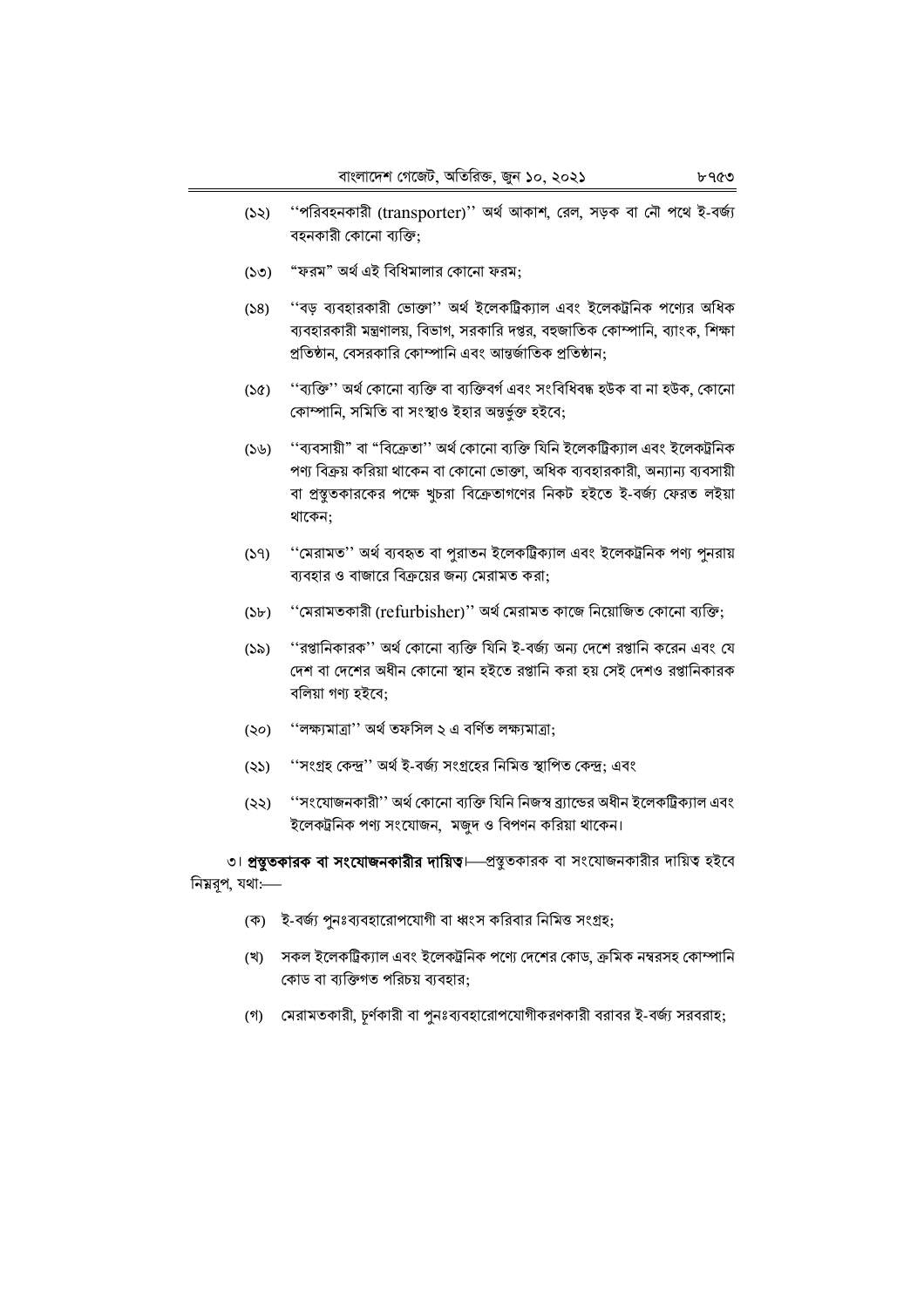(১২) ''পরিবহনকারী (transporter)'' অর্থ আকাশ, রেল, সড়ক বা নৌ পথে ই-বর্জ্য বহনকারী কোনো ব্যক্তি;

(১৩) "ফরম" অর্থ এই বিধিমালার কোনো ফরম;

(১৪) ''বড় ব্যবহারকারী ভোক্তা'' অর্থ ইলেকট্রিক্যাল এবং ইলেকট্রনিক পণ্যের অধিক ব্যবহারকারী মন্ত্রণালয়, বিভাগ, সরকারি দপ্তর, বহুজাতিক কোম্পানি, ব্যাংক, শিক্ষা প্রতিষ্ঠান, বেসরকারি কোম্পানি এবং আন্তর্জাতিক প্রতিষ্ঠান;

(১৫) ''ব্যক্তি'' অর্থ কোনো ব্যক্তি বা ব্যক্তিবর্গ এবং সংবিধিবদ্ধ হউক বা না হউক, কোনো কোম্পানি, সমিতি বা সংস্থাও ইহার অন্তর্ভুক্ত হইবে;

(১৬) ''ব্যবসায়ী" বা "বিক্রেতা'' অর্থ কোনো ব্যক্তি যিনি ইলেকট্রিক্যাল এবং ইলেকট্রনিক পণ্য বিক্রয় করিয়া থাকেন বা কোনো ভোক্তা, অধিক ব্যবহারকারী, অন্যান্য ব্যবসায়ী বা প্রস্তুতকারকের পক্ষে খুচরা বিক্রেতাগণের নিকট হইতে ই-বর্জ্য ফেরত লইয়া থাকেন;

(১৭) ''মেরামত'' অর্থ ব্যবহৃত বা পুরাতন ইলেকট্রিক্যাল এবং ইলেকট্রনিক পণ্য পুনরায় ব্যবহার ও বাজারে বিক্রয়ের জন্য মেরামত করা;

(১৮) ''মেরামতকারী (refurbisher)'' অর্থ মেরামত কাজে নিয়োজিত কোনো ব্যক্তি;

(১৯) ''রপ্তানিকারক'' অর্থ কোনো ব্যক্তি যিনি ই-বর্জ্য অন্য দেশে রপ্তানি করেন এবং যে দেশ বা দেশের অধীন কোনো স্থান হইতে রপ্তানি করা হয় সেই দেশও রপ্তানিকারক বলিয়া গণ্য হইবে;

(২০) ''লক্ষ্যমাত্রা'' অর্থ তফসিল ২ এ বর্ণিত লক্ষ্যমাত্রা;

(২১) ''সংগ্রহ কেন্দ্র'' অর্থ ই-বর্জ্য সংগ্রহের নিমিত্ত স্থাপিত কেন্দ্র; এবং

(২২) ''সংযোজনকারী'' অর্থ কোনো ব্যক্তি যিনি নিজস্ব ব্র্যান্ডের অধীন ইলেকট্রিক্যাল এবং ইলেকট্রনিক পণ্য সংযোজন, মজুদ ও বিপণন করিয়া থাকেন।

৩। **প্রস্তুতকারক বা সংযোজনকারীর দায়িত্ব।**—প্রস্তুতকারক বা সংযোজনকারীর দায়িত্ব হইবে নিম্নরূপ, যথা:—

(ক) ই-বর্জ্য পুনঃব্যবহারোপযোগী বা ধ্বংস করিবার নিমিত্ত সংগ্রহ;

(খ) সকল ইলেকট্রিক্যাল এবং ইলেকট্রনিক পণ্যে দেশের কোড, ক্রমিক নম্বরসহ কোম্পানি কোড বা ব্যক্তিগত পরিচয় ব্যবহার;

(গ) মেরামতকারী, চূর্ণকারী বা পুনঃব্যবহারোপযোগীকরণকারী বরাবর ই-বর্জ্য সরবরাহ;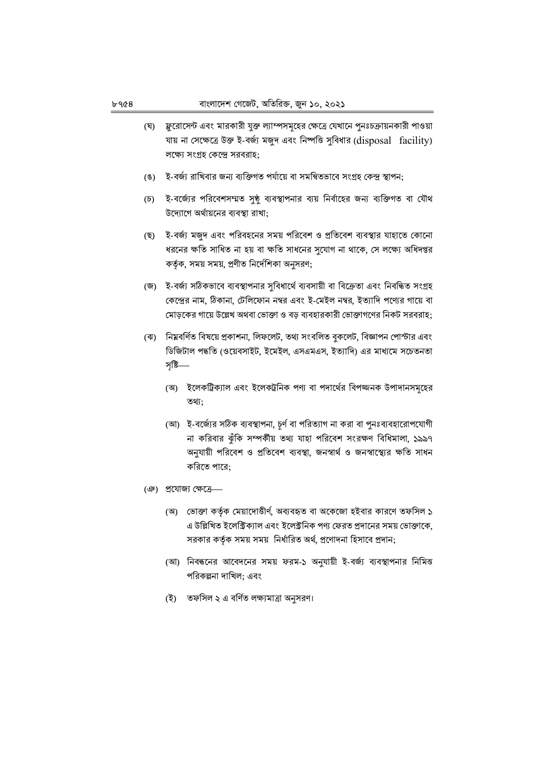(ঘ) ফ্লুরোসেন্ট এবং মারকারী যুক্ত ল্যাম্পসমূহের ক্ষেত্রে যেখানে পুনঃচক্রায়নকারী পাওয়া যায় না সেক্ষেত্রে উক্ত ই-বর্জ্য মজুদ এবং নিষ্পত্তি সুবিধার (disposal facility) লক্ষ্যে সংগ্রহ কেন্দ্রে সরবরাহ;

(ঙ) ই-বর্জ্য রাখিবার জন্য ব্যক্তিগত পর্যায়ে বা সমন্বিতভাবে সংগ্রহ কেন্দ্র স্থাপন;

(চ) ই-বর্জ্যের পরিবেশসম্মত সুষ্ঠু ব্যবস্থাপনার ব্যয় নির্বাহের জন্য ব্যক্তিগত বা যৌথ উদ্যোগে অর্থায়নের ব্যবস্থা রাখা;

(ছ) ই-বর্জ্য মজুদ এবং পরিবহনের সময় পরিবেশ ও প্রতিবেশ ব্যবস্থার যাহাতে কোনো ধরনের ক্ষতি সাধিত না হয় বা ক্ষতি সাধনের সুযোগ না থাকে, সে লক্ষ্যে অধিদপ্তর কর্তৃক, সময় সময়, প্রণীত নির্দেশিকা অনুসরণ;

(জ) ই-বর্জ্য সঠিকভাবে ব্যবস্থাপনার সুবিধার্থে ব্যবসায়ী বা বিক্রেতা এবং নিবন্ধিত সংগ্রহ কেন্দ্রের নাম, ঠিকানা, টেলিফোন নম্বর এবং ই-মেইল নম্বর, ইত্যাদি পণ্যের গায়ে বা মোড়কের গায়ে উল্লেখ অথবা ভোক্তা ও বড় ব্যবহারকারী ভোক্তাগণের নিকট সরবরাহ;

(ঝ) নিম্নবর্ণিত বিষয়ে প্রকাশনা, লিফলেট, তথ্য সংবলিত বুকলেট, বিজ্ঞাপন পোস্টার এবং ডিজিটাল পদ্ধতি (ওয়েবসাইট, ইমেইল, এসএমএস, ইত্যাদি) এর মাধ্যমে সচেতনতা সৃষ্টি—

(অ) ইলেকট্রিক্যাল এবং ইলেকট্রনিক পণ্য বা পদার্থের বিপজ্জনক উপাদানসমূহের তথ্য;

(আ) ই-বর্জ্যের সঠিক ব্যবস্থাপনা, চূর্ণ বা পরিত্যাগ না করা বা পুনঃব্যবহারোপযোগী না করিবার ঝুঁকি সম্পর্কীয় তথ্য যাহা পরিবেশ সংরক্ষণ বিধিমালা, ১৯৯৭ অনুযায়ী পরিবেশ ও প্রতিবেশ ব্যবস্থা, জনস্বার্থ ও জনস্বাস্থ্যের ক্ষতি সাধন করিতে পারে;

(ঞ) প্রযোজ্য ক্ষেত্রে—

(অ) ভোক্তা কর্তৃক মেয়াদোত্তীর্ণ, অব্যবহৃত বা অকেজো হইবার কারণে তফসিল ১ এ উল্লিখিত ইলেক্ট্রিক্যাল এবং ইলেক্ট্রনিক পণ্য ফেরত প্রদানের সময় ভোক্তাকে, সরকার কর্তৃক সময় সময় নির্ধারিত অর্থ, প্রণোদনা হিসাবে প্রদান;

(আ) নিবন্ধনের আবেদনের সময় ফরম-১ অনুযায়ী ই-বর্জ্য ব্যবস্থাপনার নিমিত্ত পরিকল্পনা দাখিল; এবং

(ই) তফসিল ২ এ বর্ণিত লক্ষ্যমাত্রা অনুসরণ।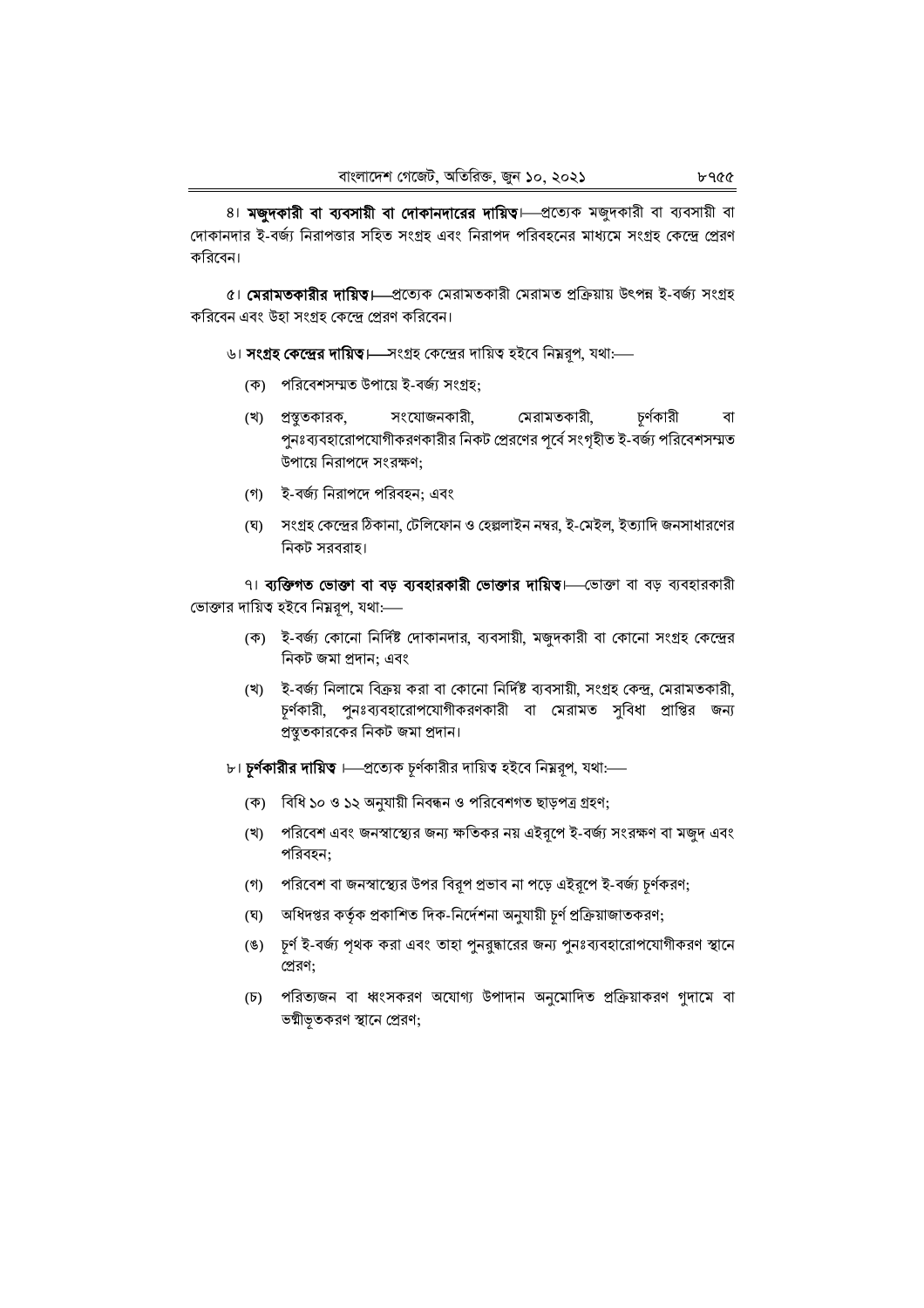৪। **মজুদকারী বা ব্যবসায়ী বা দোকানদারের দায়িত্ব।**—প্রত্যেক মজুদকারী বা ব্যবসায়ী বা দোকানদার ই-বর্জ্য নিরাপত্তার সহিত সংগ্রহ এবং নিরাপদ পরিবহনের মাধ্যমে সংগ্রহ কেন্দ্রে প্রেরণ করিবেন।

৫। **মেরামতকারীর দায়িত্ব।**—প্রত্যেক মেরামতকারী মেরামত প্রক্রিয়ায় উৎপন্ন ই-বর্জ্য সংগ্রহ করিবেন এবং উহা সংগ্রহ কেন্দ্রে প্রেরণ করিবেন।

৬। **সংগ্রহ কেন্দ্রের দায়িত্ব।**—সংগ্রহ কেন্দ্রের দায়িত্ব হইবে নিম্নরূপ, যথা:—

(ক) পরিবেশসম্মত উপায়ে ই-বর্জ্য সংগ্রহ;

(খ) প্রস্তুতকারক, সংযোজনকারী, মেরামতকারী, চূর্ণকারী বা পুনঃব্যবহারোপযোগীকরণকারীর নিকট প্রেরণের পূর্বে সংগৃহীত ই-বর্জ্য পরিবেশসম্মত উপায়ে নিরাপদে সংরক্ষণ;

(গ) ই-বর্জ্য নিরাপদে পরিবহন; এবং

(ঘ) সংগ্রহ কেন্দ্রের ঠিকানা, টেলিফোন ও হেল্পলাইন নম্বর, ই-মেইল, ইত্যাদি জনসাধারণের নিকট সরবরাহ।

৭। **ব্যক্তিগত ভোক্তা বা বড় ব্যবহারকারী ভোক্তার দায়িত্ব।**—ভোক্তা বা বড় ব্যবহারকারী ভোক্তার দায়িত্ব হইবে নিম্নরূপ, যথা:—

(ক) ই-বর্জ্য কোনো নির্দিষ্ট দোকানদার, ব্যবসায়ী, মজুদকারী বা কোনো সংগ্রহ কেন্দ্রের নিকট জমা প্রদান; এবং

(খ) ই-বর্জ্য নিলামে বিক্রয় করা বা কোনো নির্দিষ্ট ব্যবসায়ী, সংগ্রহ কেন্দ্র, মেরামতকারী, চূর্ণকারী, পুনঃব্যবহারোপযোগীকরণকারী বা মেরামত সুবিধা প্রাপ্তির জন্য প্রস্তুতকারকের নিকট জমা প্রদান।

৮। **চূর্ণকারীর দায়িত্ব।**—প্রত্যেক চূর্ণকারীর দায়িত্ব হইবে নিম্নরূপ, যথা:—

(ক) বিধি ১০ ও ১২ অনুযায়ী নিবন্ধন ও পরিবেশগত ছাড়পত্র গ্রহণ;

(খ) পরিবেশ এবং জনস্বাস্থ্যের জন্য ক্ষতিকর নয় এইরূপে ই-বর্জ্য সংরক্ষণ বা মজুদ এবং পরিবহন;

(গ) পরিবেশ বা জনস্বাস্থ্যের উপর বিরূপ প্রভাব না পড়ে এইরূপে ই-বর্জ্য চূর্ণকরণ;

(ঘ) অধিদপ্তর কর্তৃক প্রকাশিত দিক-নির্দেশনা অনুযায়ী চূর্ণ প্রক্রিয়াজাতকরণ;

(ঙ) চূর্ণ ই-বর্জ্য পৃথক করা এবং তাহা পুনরুদ্ধারের জন্য পুনঃব্যবহারোপযোগীকরণ স্থানে প্রেরণ;

(চ) পরিত্যজন বা ধ্বংসকরণ অযোগ্য উপাদান অনুমোদিত প্রক্রিয়াকরণ গুদামে বা ভস্মীভূতকরণ স্থানে প্রেরণ;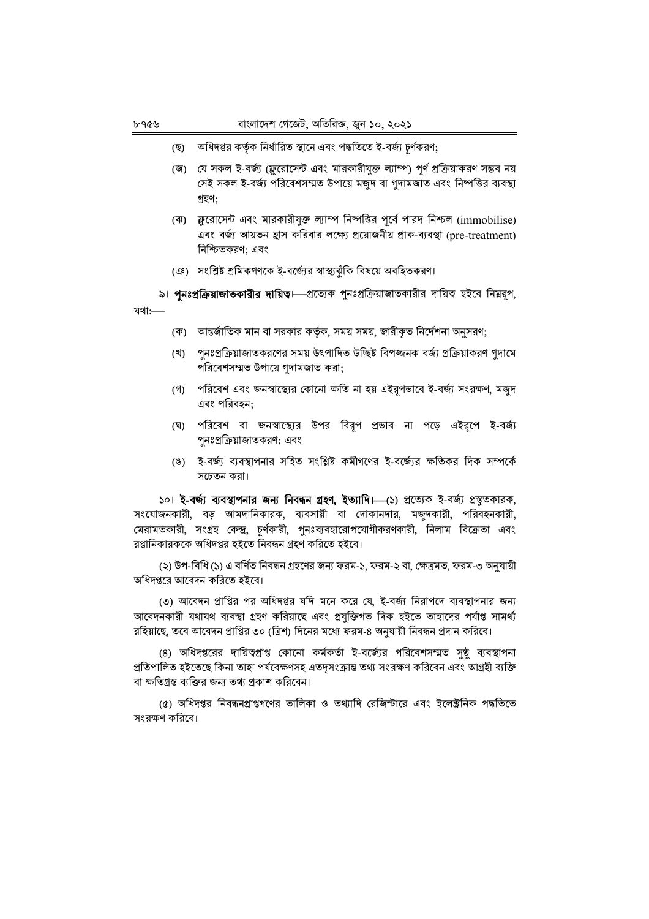(ছ) অধিদপ্তর কর্তৃক নির্ধারিত স্থানে এবং পদ্ধতিতে ই-বর্জ্য চূর্ণকরণ;

(জ) যে সকল ই-বর্জ্য (ফ্লুরোসেন্ট এবং মারকারীযুক্ত ল্যাম্প) পূর্ণ প্রক্রিয়াকরণ সম্ভব নয় সেই সকল ই-বর্জ্য পরিবেশসম্মত উপায়ে মজুদ বা গুদামজাত এবং নিষ্পত্তির ব্যবস্থা গ্রহণ;

(ঝ) ফ্লুরোসেন্ট এবং মারকারীযুক্ত ল্যাম্প নিষ্পত্তির পূর্বে পারদ নিশ্চল (immobilise) এবং বর্জ্য আয়তন হ্রাস করিবার লক্ষ্যে প্রয়োজনীয় প্রাক-ব্যবস্থা (pre-treatment) নিশ্চিতকরণ; এবং

(ঞ) সংশ্লিষ্ট শ্রমিকগণকে ই-বর্জ্যের স্বাস্থ্যঝুঁকি বিষয়ে অবহিতকরণ।

৯। **পুনঃপ্রক্রিয়াজাতকারীর দায়িত্ব।**—প্রত্যেক পুনঃপ্রক্রিয়াজাতকারীর দায়িত্ব হইবে নিম্নরূপ, যথা:—

(ক) আন্তর্জাতিক মান বা সরকার কর্তৃক, সময় সময়, জারীকৃত নির্দেশনা অনুসরণ;

(খ) পুনঃপ্রক্রিয়াজাতকরণের সময় উৎপাদিত উচ্ছিষ্ট বিপজ্জনক বর্জ্য প্রক্রিয়াকরণ গুদামে পরিবেশসম্মত উপায়ে গুদামজাত করা;

(গ) পরিবেশ এবং জনস্বাস্থ্যের কোনো ক্ষতি না হয় এইরূপভাবে ই-বর্জ্য সংরক্ষণ, মজুদ এবং পরিবহন;

(ঘ) পরিবেশ বা জনস্বাস্থ্যের উপর বিরূপ প্রভাব না পড়ে এইরূপে ই-বর্জ্য পুনঃপ্রক্রিয়াজাতকরণ; এবং

(ঙ) ই-বর্জ্য ব্যবস্থাপনার সহিত সংশ্লিষ্ট কর্মীগণের ই-বর্জ্যের ক্ষতিকর দিক সম্পর্কে সচেতন করা।

১০। **ই-বর্জ্য ব্যবস্থাপনার জন্য নিবন্ধন গ্রহণ, ইত্যাদি।—(১)** প্রত্যেক ই-বর্জ্য প্রস্তুতকারক, সংযোজনকারী, বড় আমদানিকারক, ব্যবসায়ী বা দোকানদার, মজুদকারী, পরিবহনকারী, মেরামতকারী, সংগ্রহ কেন্দ্র, চূর্ণকারী, পুনঃব্যবহারোপযোগীকরণকারী, নিলাম বিক্রেতা এবং রপ্তানিকারককে অধিদপ্তর হইতে নিবন্ধন গ্রহণ করিতে হইবে।

(২) উপ-বিধি (১) এ বর্ণিত নিবন্ধন গ্রহণের জন্য ফরম-১, ফরম-২ বা, ক্ষেত্রমত, ফরম-৩ অনুযায়ী অধিদপ্তরে আবেদন করিতে হইবে।

(৩) আবেদন প্রাপ্তির পর অধিদপ্তর যদি মনে করে যে, ই-বর্জ্য নিরাপদে ব্যবস্থাপনার জন্য আবেদনকারী যথাযথ ব্যবস্থা গ্রহণ করিয়াছে এবং প্রযুক্তিগত দিক হইতে তাহাদের পর্যাপ্ত সামর্থ্য রহিয়াছে, তবে আবেদন প্রাপ্তির ৩০ (ত্রিশ) দিনের মধ্যে ফরম-৪ অনুযায়ী নিবন্ধন প্রদান করিবে।

(৪) অধিদপ্তরের দায়িত্বপ্রাপ্ত কোনো কর্মকর্তা ই-বর্জ্যের পরিবেশসম্মত সুষ্ঠু ব্যবস্থাপনা প্রতিপালিত হইতেছে কিনা তাহা পর্যবেক্ষণসহ এতদ্‌সংক্রান্ত তথ্য সংরক্ষণ করিবেন এবং আগ্রহী ব্যক্তি বা ক্ষতিগ্রস্ত ব্যক্তির জন্য তথ্য প্রকাশ করিবেন।

(৫) অধিদপ্তর নিবন্ধনপ্রাপ্তগণের তালিকা ও তথ্যাদি রেজিস্টারে এবং ইলেক্ট্রনিক পদ্ধতিতে সংরক্ষণ করিবে।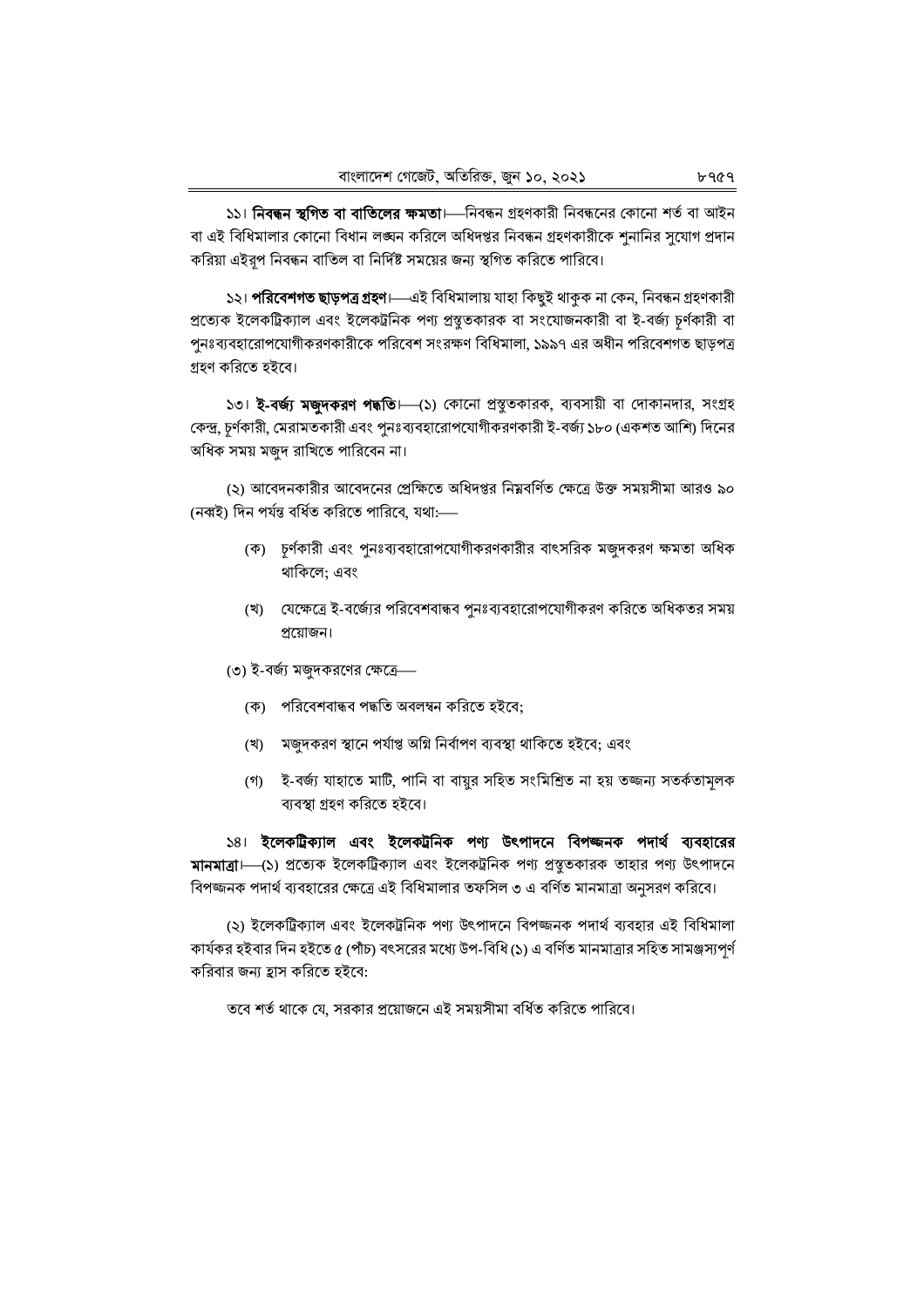১১। **নিবন্ধন স্থগিত বা বাতিলের ক্ষমতা।**—নিবন্ধন গ্রহণকারী নিবন্ধনের কোনো শর্ত বা আইন বা এই বিধিমালার কোনো বিধান লঙ্ঘন করিলে অধিদপ্তর নিবন্ধন গ্রহণকারীকে শুনানির সুযোগ প্রদান করিয়া এইরূপ নিবন্ধন বাতিল বা নির্দিষ্ট সময়ের জন্য স্থগিত করিতে পারিবে।

১২। **পরিবেশগত ছাড়পত্র গ্রহণ।**—এই বিধিমালায় যাহা কিছুই থাকুক না কেন, নিবন্ধন গ্রহণকারী প্রত্যেক ইলেকট্রিক্যাল এবং ইলেকট্রনিক পণ্য প্রস্তুতকারক বা সংযোজনকারী বা ই-বর্জ্য চূর্ণকারী বা পুনঃব্যবহারোপযোগীকরণকারীকে পরিবেশ সংরক্ষণ বিধিমালা, ১৯৯৭ এর অধীন পরিবেশগত ছাড়পত্র গ্রহণ করিতে হইবে।

১৩। **ই-বর্জ্য মজুদকরণ পদ্ধতি।**—(১) কোনো প্রস্তুতকারক, ব্যবসায়ী বা দোকানদার, সংগ্রহ কেন্দ্র, চূর্ণকারী, মেরামতকারী এবং পুনঃব্যবহারোপযোগীকরণকারী ই-বর্জ্য ১৮০ (একশত আশি) দিনের অধিক সময় মজুদ রাখিতে পারিবেন না।

(২) আবেদনকারীর আবেদনের প্রেক্ষিতে অধিদপ্তর নিম্নবর্ণিত ক্ষেত্রে উক্ত সময়সীমা আরও ৯০ (নব্বই) দিন পর্যন্ত বর্ধিত করিতে পারিবে, যথা:—

(ক) চূর্ণকারী এবং পুনঃব্যবহারোপযোগীকরণকারীর বাৎসরিক মজুদকরণ ক্ষমতা অধিক থাকিলে; এবং

(খ) যেক্ষেত্রে ই-বর্জ্যের পরিবেশবান্ধব পুনঃব্যবহারোপযোগীকরণ করিতে অধিকতর সময় প্রয়োজন।

(৩) ই-বর্জ্য মজুদকরণের ক্ষেত্রে—

(ক) পরিবেশবান্ধব পদ্ধতি অবলম্বন করিতে হইবে;

(খ) মজুদকরণ স্থানে পর্যাপ্ত অগ্নি নির্বাপণ ব্যবস্থা থাকিতে হইবে; এবং

(গ) ই-বর্জ্য যাহাতে মাটি, পানি বা বায়ুর সহিত সংমিশ্রিত না হয় তজ্জন্য সতর্কতামূলক ব্যবস্থা গ্রহণ করিতে হইবে।

১৪। **ইলেকট্রিক্যাল এবং ইলেকট্রনিক পণ্য উৎপাদনে বিপজ্জনক পদার্থ ব্যবহারের মানমাত্রা।**—(১) প্রত্যেক ইলেকট্রিক্যাল এবং ইলেকট্রনিক পণ্য প্রস্তুতকারক তাহার পণ্য উৎপাদনে বিপজ্জনক পদার্থ ব্যবহারের ক্ষেত্রে এই বিধিমালার তফসিল ৩ এ বর্ণিত মানমাত্রা অনুসরণ করিবে।

(২) ইলেকট্রিক্যাল এবং ইলেকট্রনিক পণ্য উৎপাদনে বিপজ্জনক পদার্থ ব্যবহার এই বিধিমালা কার্যকর হইবার দিন হইতে ৫ (পাঁচ) বৎসরের মধ্যে উপ-বিধি (১) এ বর্ণিত মানমাত্রার সহিত সামঞ্জস্যপূর্ণ করিবার জন্য হ্রাস করিতে হইবে:

তবে শর্ত থাকে যে, সরকার প্রয়োজনে এই সময়সীমা বর্ধিত করিতে পারিবে।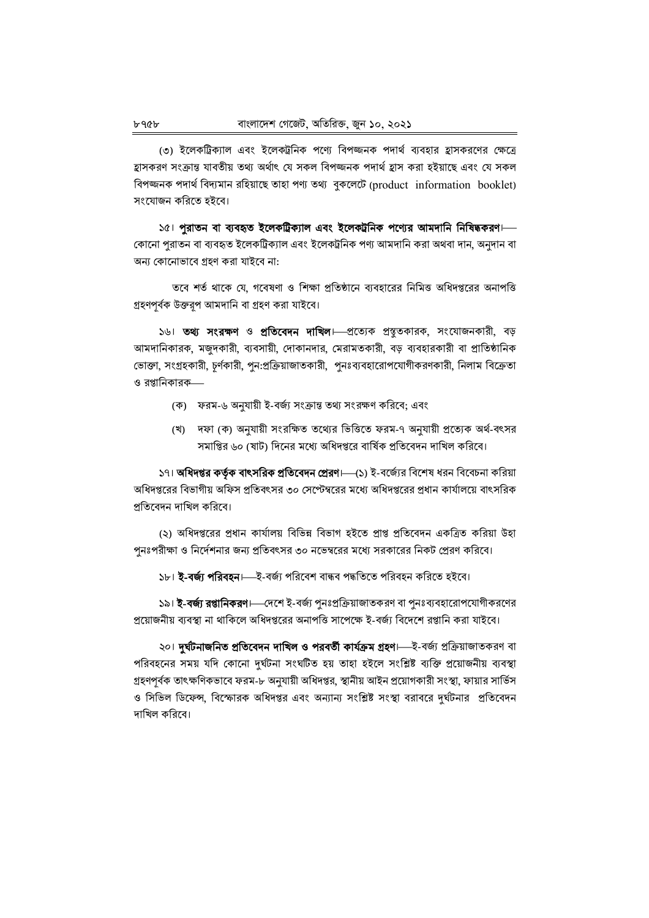(৩) ইলেকট্রিক্যাল এবং ইলেকট্রনিক পণ্যে বিপজ্জনক পদার্থ ব্যবহার হ্রাসকরণের ক্ষেত্রে হ্রাসকরণ সংক্রান্ত যাবতীয় তথ্য অর্থাৎ যে সকল বিপজ্জনক পদার্থ হ্রাস করা হইয়াছে এবং যে সকল বিপজ্জনক পদার্থ বিদ্যমান রহিয়াছে তাহা পণ্য তথ্য বুকলেটে (product information booklet) সংযোজন করিতে হইবে।

১৫। **পুরাতন বা ব্যবহৃত ইলেকট্রিক্যাল এবং ইলেকট্রনিক পণ্যের আমদানি নিষিদ্ধকরণ।**—কোনো পুরাতন বা ব্যবহৃত ইলেকট্রিক্যাল এবং ইলেকট্রনিক পণ্য আমদানি করা অথবা দান, অনুদান বা অন্য কোনোভাবে গ্রহণ করা যাইবে না:

তবে শর্ত থাকে যে, গবেষণা ও শিক্ষা প্রতিষ্ঠানে ব্যবহারের নিমিত্ত অধিদপ্তরের অনাপত্তি গ্রহণপূর্বক উক্তরূপ আমদানি বা গ্রহণ করা যাইবে।

১৬। **তথ্য সংরক্ষণ ও প্রতিবেদন দাখিল।**—প্রত্যেক প্রস্তুতকারক, সংযোজনকারী, বড় আমদানিকারক, মজুদকারী, ব্যবসায়ী, দোকানদার, মেরামতকারী, বড় ব্যবহারকারী বা প্রাতিষ্ঠানিক ভোক্তা, সংগ্রহকারী, চূর্ণকারী, পুন:প্রক্রিয়াজাতকারী, পুনঃব্যবহারোপযোগীকরণকারী, নিলাম বিক্রেতা ও রপ্তানিকারক—

(ক) ফরম-৬ অনুযায়ী ই-বর্জ্য সংক্রান্ত তথ্য সংরক্ষণ করিবে; এবং

(খ) দফা (ক) অনুযায়ী সংরক্ষিত তথ্যের ভিত্তিতে ফরম-৭ অনুযায়ী প্রত্যেক অর্থ-বৎসর সমাপ্তির ৬০ (ষাট) দিনের মধ্যে অধিদপ্তরে বার্ষিক প্রতিবেদন দাখিল করিবে।

১৭। **অধিদপ্তর কর্তৃক বাৎসরিক প্রতিবেদন প্রেরণ।**—(১) ই-বর্জ্যের বিশেষ ধরন বিবেচনা করিয়া অধিদপ্তরের বিভাগীয় অফিস প্রতিবৎসর ৩০ সেপ্টেম্বরের মধ্যে অধিদপ্তরের প্রধান কার্যালয়ে বাৎসরিক প্রতিবেদন দাখিল করিবে।

(২) অধিদপ্তরের প্রধান কার্যালয় বিভিন্ন বিভাগ হইতে প্রাপ্ত প্রতিবেদন একত্রিত করিয়া উহা পুনঃপরীক্ষা ও নির্দেশনার জন্য প্রতিবৎসর ৩০ নভেম্বরের মধ্যে সরকারের নিকট প্রেরণ করিবে।

১৮। **ই-বর্জ্য পরিবহন।**—ই-বর্জ্য পরিবেশ বান্ধব পদ্ধতিতে পরিবহন করিতে হইবে।

১৯। **ই-বর্জ্য রপ্তানিকরণ।**—দেশে ই-বর্জ্য পুনঃপ্রক্রিয়াজাতকরণ বা পুনঃব্যবহারোপযোগীকরণের প্রয়োজনীয় ব্যবস্থা না থাকিলে অধিদপ্তরের অনাপত্তি সাপেক্ষে ই-বর্জ্য বিদেশে রপ্তানি করা যাইবে।

২০। **দুর্ঘটনাজনিত প্রতিবেদন দাখিল ও পরবর্তী কার্যক্রম গ্রহণ।**—ই-বর্জ্য প্রক্রিয়াজাতকরণ বা পরিবহনের সময় যদি কোনো দুর্ঘটনা সংঘটিত হয় তাহা হইলে সংশ্লিষ্ট ব্যক্তি প্রয়োজনীয় ব্যবস্থা গ্রহণপূর্বক তাৎক্ষণিকভাবে ফরম-৮ অনুযায়ী অধিদপ্তর, স্থানীয় আইন প্রয়োগকারী সংস্থা, ফায়ার সার্ভিস ও সিভিল ডিফেন্স, বিস্ফোরক অধিদপ্তর এবং অন্যান্য সংশ্লিষ্ট সংস্থা বরাবরে দুর্ঘটনার প্রতিবেদন দাখিল করিবে।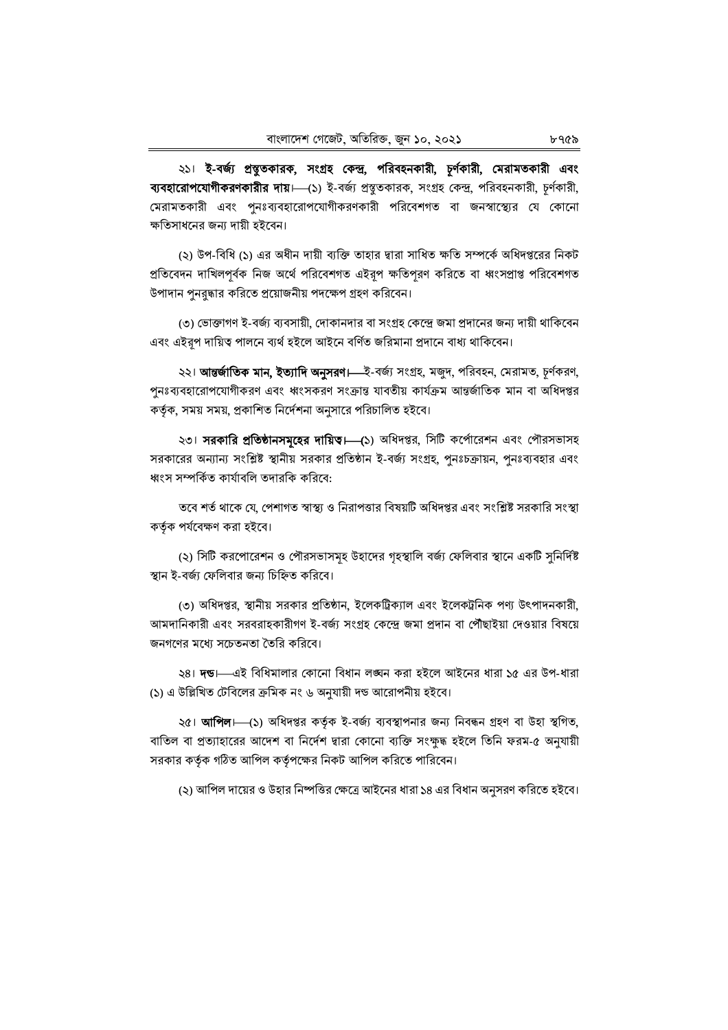২১। **ই-বর্জ্য প্রস্তুতকারক, সংগ্রহ কেন্দ্র, পরিবহনকারী, চূর্ণকারী, মেরামতকারী এবং ব্যবহারোপযোগীকরণকারীর দায়।**—(১) ই-বর্জ্য প্রস্তুতকারক, সংগ্রহ কেন্দ্র, পরিবহনকারী, চূর্ণকারী, মেরামতকারী এবং পুনঃব্যবহারোপযোগীকরণকারী পরিবেশগত বা জনস্বাস্থ্যের যে কোনো ক্ষতিসাধনের জন্য দায়ী হইবেন।

(২) উপ-বিধি (১) এর অধীন দায়ী ব্যক্তি তাহার দ্বারা সাধিত ক্ষতি সম্পর্কে অধিদপ্তরের নিকট প্রতিবেদন দাখিলপূর্বক নিজ অর্থে পরিবেশগত এইরূপ ক্ষতিপূরণ করিতে বা ধ্বংসপ্রাপ্ত পরিবেশগত উপাদান পুনরুদ্ধার করিতে প্রয়োজনীয় পদক্ষেপ গ্রহণ করিবেন।

(৩) ভোক্তাগণ ই-বর্জ্য ব্যবসায়ী, দোকানদার বা সংগ্রহ কেন্দ্রে জমা প্রদানের জন্য দায়ী থাকিবেন এবং এইরূপ দায়িত্ব পালনে ব্যর্থ হইলে আইনে বর্ণিত জরিমানা প্রদানে বাধ্য থাকিবেন।

২২। **আন্তর্জাতিক মান, ইত্যাদি অনুসরণ।**—ই-বর্জ্য সংগ্রহ, মজুদ, পরিবহন, মেরামত, চূর্ণকরণ, পুনঃব্যবহারোপযোগীকরণ এবং ধ্বংসকরণ সংক্রান্ত যাবতীয় কার্যক্রম আন্তর্জাতিক মান বা অধিদপ্তর কর্তৃক, সময় সময়, প্রকাশিত নির্দেশনা অনুসারে পরিচালিত হইবে।

২৩। **সরকারি প্রতিষ্ঠানসমূহের দায়িত্ব।**—(১) অধিদপ্তর, সিটি কর্পোরেশন এবং পৌরসভাসহ সরকারের অন্যান্য সংশ্লিষ্ট স্থানীয় সরকার প্রতিষ্ঠান ই-বর্জ্য সংগ্রহ, পুনঃচক্রায়ন, পুনঃব্যবহার এবং ধ্বংস সম্পর্কিত কার্যাবলি তদারকি করিবে:

তবে শর্ত থাকে যে, পেশাগত স্বাস্থ্য ও নিরাপত্তার বিষয়টি অধিদপ্তর এবং সংশ্লিষ্ট সরকারি সংস্থা কর্তৃক পর্যবেক্ষণ করা হইবে।

(২) সিটি করপোরেশন ও পৌরসভাসমূহ উহাদের গৃহস্থালি বর্জ্য ফেলিবার স্থানে একটি সুনির্দিষ্ট স্থান ই-বর্জ্য ফেলিবার জন্য চিহ্নিত করিবে।

(৩) অধিদপ্তর, স্থানীয় সরকার প্রতিষ্ঠান, ইলেকট্রিক্যাল এবং ইলেকট্রনিক পণ্য উৎপাদনকারী, আমদানিকারী এবং সরবরাহকারীগণ ই-বর্জ্য সংগ্রহ কেন্দ্রে জমা প্রদান বা পৌঁছাইয়া দেওয়ার বিষয়ে জনগণের মধ্যে সচেতনতা তৈরি করিবে।

২৪। **দণ্ড।**—এই বিধিমালার কোনো বিধান লঙ্ঘন করা হইলে আইনের ধারা ১৫ এর উপ-ধারা (১) এ উল্লিখিত টেবিলের ক্রমিক নং ৬ অনুযায়ী দণ্ড আরোপনীয় হইবে।

২৫। **আপিল।**—(১) অধিদপ্তর কর্তৃক ই-বর্জ্য ব্যবস্থাপনার জন্য নিবন্ধন গ্রহণ বা উহা স্থগিত, বাতিল বা প্রত্যাহারের আদেশ বা নির্দেশ দ্বারা কোনো ব্যক্তি সংক্ষুব্ধ হইলে তিনি ফরম-৫ অনুযায়ী সরকার কর্তৃক গঠিত আপিল কর্তৃপক্ষের নিকট আপিল করিতে পারিবেন।

(২) আপিল দায়ের ও উহার নিষ্পত্তির ক্ষেত্রে আইনের ধারা ১৪ এর বিধান অনুসরণ করিতে হইবে।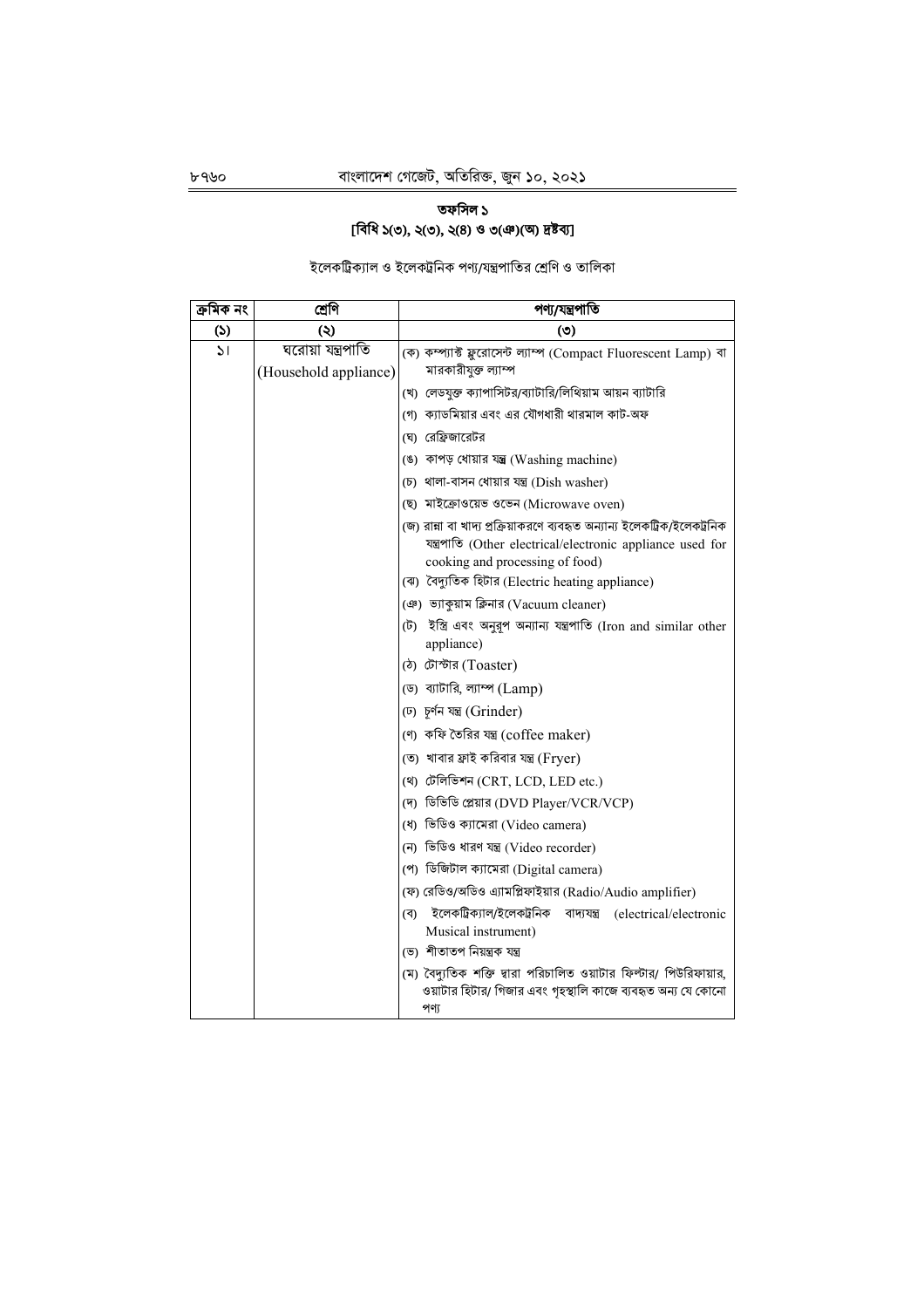## তফসিল ১

**[বিধি ১(৩), ২(৩), ২(৪) ও ৩(ঞ)(অ) দ্রষ্টব্য]**

ইলেকট্রিক্যাল ও ইলেকট্রনিক পণ্য/যন্ত্রপাতির শ্রেণি ও তালিকা

| ক্রমিক নং | শ্রেণি | পণ্য/যন্ত্রপাতি |
|---|---|---|
| (১) | (২) | (৩) |
| ১। | ঘরোয়া যন্ত্রপাতি (Household appliance) | (ক) কম্প্যাক্ট ফ্লুরোসেন্ট ল্যাম্প (Compact Fluorescent Lamp) বা মারকারীযুক্ত ল্যাম্প |
| | | (খ) লেডযুক্ত ক্যাপাসিটর/ব্যাটারি/লিথিয়াম আয়ন ব্যাটারি |
| | | (গ) ক্যাডমিয়ার এবং এর যৌগধারী থারমাল কাট-অফ |
| | | (ঘ) রেফ্রিজারেটর |
| | | (ঙ) কাপড় ধোয়ার যন্ত্র (Washing machine) |
| | | (চ) থালা-বাসন ধোয়ার যন্ত্র (Dish washer) |
| | | (ছ) মাইক্রোওয়েভ ওভেন (Microwave oven) |
| | | (জ) রান্না বা খাদ্য প্রক্রিয়াকরণে ব্যবহৃত অন্যান্য ইলেকট্রিক/ইলেকট্রনিক যন্ত্রপাতি (Other electrical/electronic appliance used for cooking and processing of food) |
| | | (ঝ) বৈদ্যুতিক হিটার (Electric heating appliance) |
| | | (ঞ) ভ্যাকুয়াম ক্লিনার (Vacuum cleaner) |
| | | (ট) ইস্ত্রি এবং অনুরূপ অন্যান্য যন্ত্রপাতি (Iron and similar other appliance) |
| | | (ঠ) টোস্টার (Toaster) |
| | | (ড) ব্যাটারি, ল্যাম্প (Lamp) |
| | | (ঢ) চূর্ণন যন্ত্র (Grinder) |
| | | (ণ) কফি তৈরির যন্ত্র (coffee maker) |
| | | (ত) খাবার ফ্রাই করিবার যন্ত্র (Fryer) |
| | | (থ) টেলিভিশন (CRT, LCD, LED etc.) |
| | | (দ) ডিভিডি প্লেয়ার (DVD Player/VCR/VCP) |
| | | (ধ) ভিডিও ক্যামেরা (Video camera) |
| | | (ন) ভিডিও ধারণ যন্ত্র (Video recorder) |
| | | (প) ডিজিটাল ক্যামেরা (Digital camera) |
| | | (ফ) রেডিও/অডিও এ্যামপ্লিফাইয়ার (Radio/Audio amplifier) |
| | | (ব) ইলেকট্রিক্যাল/ইলেকট্রনিক বাদ্যযন্ত্র (electrical/electronic Musical instrument) |
| | | (ভ) শীতাতপ নিয়ন্ত্রক যন্ত্র |
| | | (ম) বৈদ্যুতিক শক্তি দ্বারা পরিচালিত ওয়াটার ফিল্টার/ পিউরিফায়ার, ওয়াটার হিটার/ গিজার এবং গৃহস্থালি কাজে ব্যবহৃত অন্য যে কোনো পণ্য |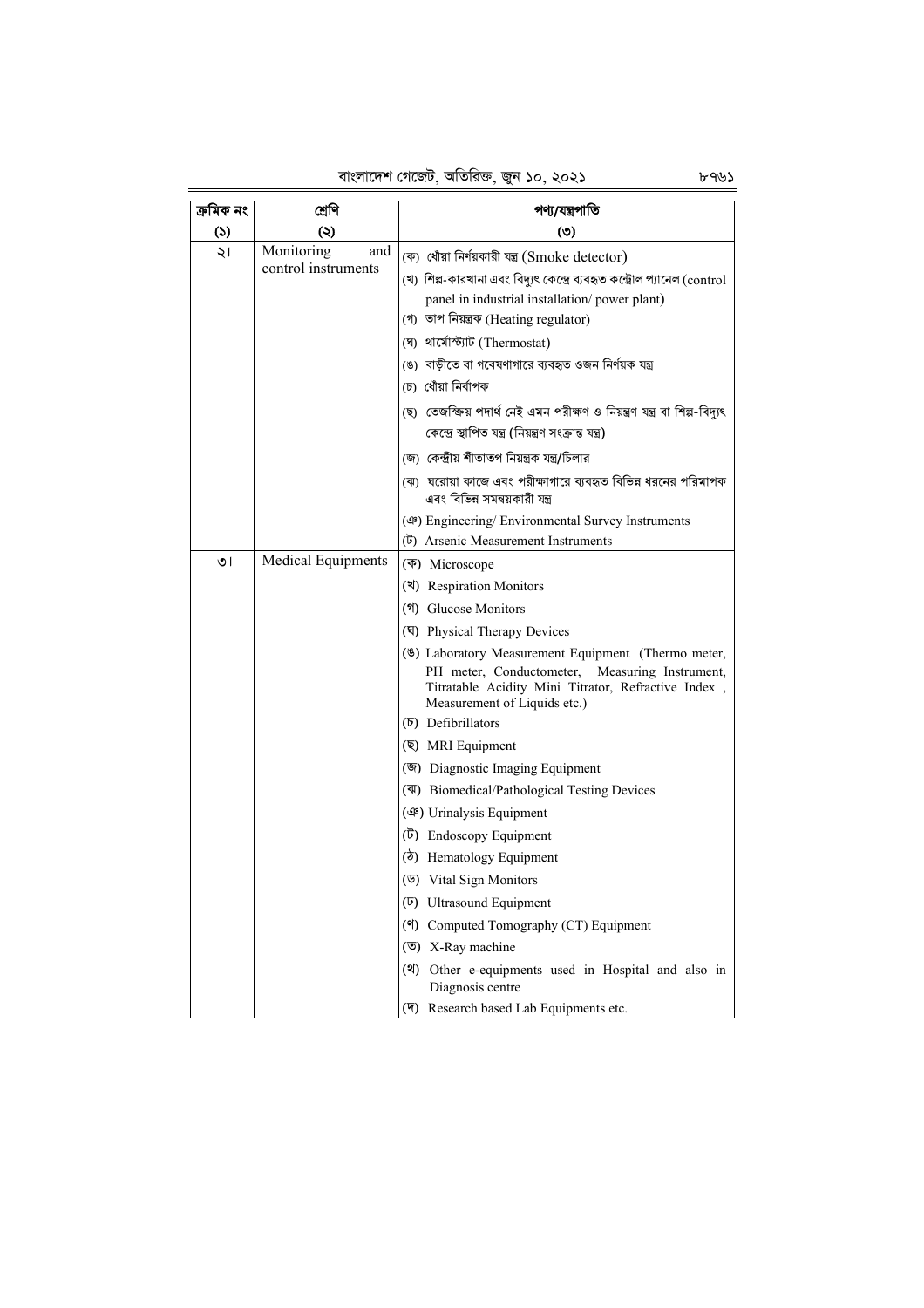| ক্রমিক নং | শ্রেণি | পণ্য/যন্ত্রপাতি |
|---|---|---|
| (১) | (২) | (৩) |
| ২। | Monitoring and control instruments | (ক) ধোঁয়া নির্ণয়কারী যন্ত্র (Smoke detector) |
| | | (খ) শিল্প-কারখানা এবং বিদ্যুৎ কেন্দ্রে ব্যবহৃত কন্ট্রোল প্যানেল (control panel in industrial installation/ power plant) |
| | | (গ) তাপ নিয়ন্ত্রক (Heating regulator) |
| | | (ঘ) থার্মোস্ট্যাট (Thermostat) |
| | | (ঙ) বাড়ীতে বা গবেষণাগারে ব্যবহৃত ওজন নির্ণয়ক যন্ত্র |
| | | (চ) ধোঁয়া নির্বাপক |
| | | (ছ) তেজস্ক্রিয় পদার্থ নেই এমন পরীক্ষণ ও নিয়ন্ত্রণ যন্ত্র বা শিল্প-বিদ্যুৎ কেন্দ্রে স্থাপিত যন্ত্র (নিয়ন্ত্রণ সংক্রান্ত যন্ত্র) |
| | | (জ) কেন্দ্রীয় শীতাতপ নিয়ন্ত্রক যন্ত্র/চিলার |
| | | (ঝ) ঘরোয়া কাজে এবং পরীক্ষাগারে ব্যবহৃত বিভিন্ন ধরনের পরিমাপক এবং বিভিন্ন সমন্বয়কারী যন্ত্র |
| | | (ঞ) Engineering/ Environmental Survey Instruments |
| | | (ট) Arsenic Measurement Instruments |
| ৩। | Medical Equipments | (ক) Microscope |
| | | (খ) Respiration Monitors |
| | | (গ) Glucose Monitors |
| | | (ঘ) Physical Therapy Devices |
| | | (ঙ) Laboratory Measurement Equipment (Thermo meter, PH meter, Conductometer, Measuring Instrument, Titratable Acidity Mini Titrator, Refractive Index , Measurement of Liquids etc.) |
| | | (চ) Defibrillators |
| | | (ছ) MRI Equipment |
| | | (জ) Diagnostic Imaging Equipment |
| | | (ঝ) Biomedical/Pathological Testing Devices |
| | | (ঞ) Urinalysis Equipment |
| | | (ট) Endoscopy Equipment |
| | | (ঠ) Hematology Equipment |
| | | (ড) Vital Sign Monitors |
| | | (ঢ) Ultrasound Equipment |
| | | (ণ) Computed Tomography (CT) Equipment |
| | | (ত) X-Ray machine |
| | | (থ) Other e-equipments used in Hospital and also in Diagnosis centre |
| | | (দ) Research based Lab Equipments etc. |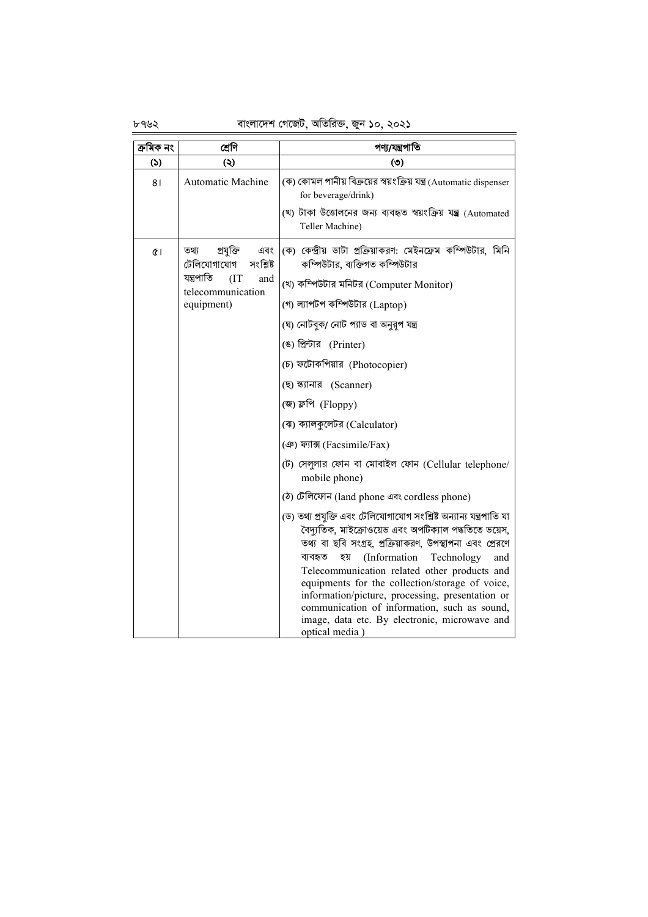| ক্রমিক নং | শ্রেণি | পণ্য/যন্ত্রপাতি |
|---|---|---|
| (১) | (২) | (৩) |
| ৪। | Automatic Machine | (ক) কোমল পানীয় বিক্রয়ের স্বয়ংক্রিয় যন্ত্র (Automatic dispenser for beverage/drink)<br>(খ) টাকা উত্তোলনের জন্য ব্যবহৃত স্বয়ংক্রিয় যন্ত্র (Automated Teller Machine) |
| ৫। | তথ্য প্রযুক্তি এবং টেলিযোগাযোগ সংশ্লিষ্ট যন্ত্রপাতি (IT and telecommunication equipment) | (ক) কেন্দ্রীয় ডাটা প্রক্রিয়াকরণ: মেইনফ্রেম কম্পিউটার, মিনি কম্পিউটার, ব্যক্তিগত কম্পিউটার<br>(খ) কম্পিউটার মনিটর (Computer Monitor)<br>(গ) ল্যাপটপ কম্পিউটার (Laptop)<br>(ঘ) নোটবুক/ নোট প্যাড বা অনুরূপ যন্ত্র<br>(ঙ) প্রিন্টার (Printer)<br>(চ) ফটোকপিয়ার (Photocopier)<br>(ছ) স্ক্যানার (Scanner)<br>(জ) ফ্লপি (Floppy)<br>(ঝ) ক্যালকুলেটর (Calculator)<br>(ঞ) ফ্যাক্স (Facsimile/Fax)<br>(ট) সেলুলার ফোন বা মোবাইল ফোন (Cellular telephone/ mobile phone)<br>(ঠ) টেলিফোন (land phone এবং cordless phone)<br>(ড) তথ্য প্রযুক্তি এবং টেলিযোগাযোগ সংশ্লিষ্ট অন্যান্য যন্ত্রপাতি যা বৈদ্যুতিক, মাইক্রোওয়েভ এবং অপটিক্যাল পদ্ধতিতে ভয়েস, তথ্য বা ছবি সংগ্রহ, প্রক্রিয়াকরণ, উপস্থাপনা এবং প্রেরণে ব্যবহৃত হয় (Information Technology and Telecommunication related other products and equipments for the collection/storage of voice, information/picture, processing, presentation or communication of information, such as sound, image, data etc. By electronic, microwave and optical media ) |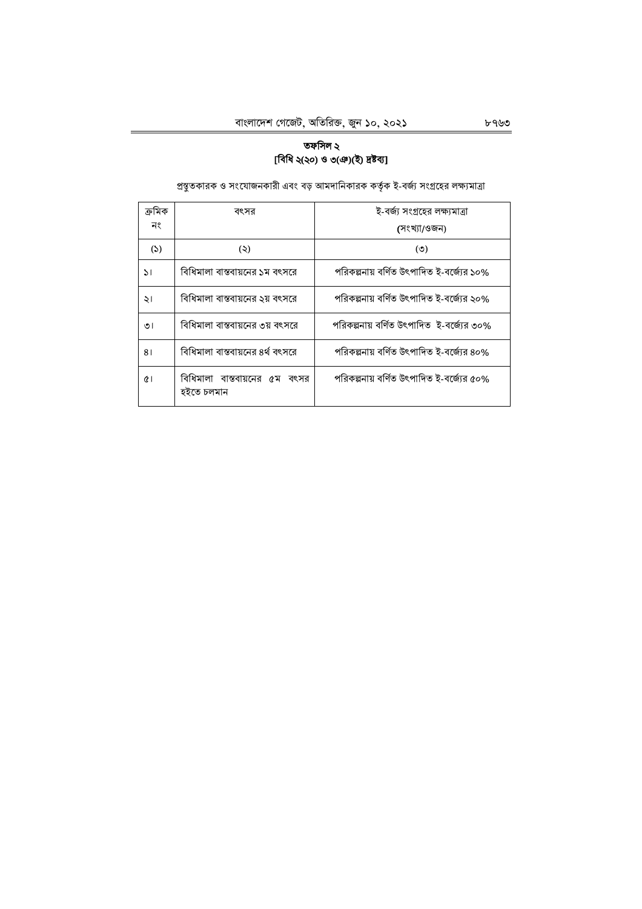## তফসিল ২
**[বিধি ২(২০) ও ৩(ঞ)(ই) দ্রষ্টব্য]**

প্রস্তুতকারক ও সংযোজনকারী এবং বড় আমদানিকারক কর্তৃক ই-বর্জ্য সংগ্রহের লক্ষ্যমাত্রা

| ক্রমিক নং | বৎসর | ই-বর্জ্য সংগ্রহের লক্ষ্যমাত্রা (সংখ্যা/ওজন) |
|---|---|---|
| (১) | (২) | (৩) |
| ১। | বিধিমালা বাস্তবায়নের ১ম বৎসরে | পরিকল্পনায় বর্ণিত উৎপাদিত ই-বর্জ্যের ১০% |
| ২। | বিধিমালা বাস্তবায়নের ২য় বৎসরে | পরিকল্পনায় বর্ণিত উৎপাদিত ই-বর্জ্যের ২০% |
| ৩। | বিধিমালা বাস্তবায়নের ৩য় বৎসরে | পরিকল্পনায় বর্ণিত উৎপাদিত ই-বর্জ্যের ৩০% |
| ৪। | বিধিমালা বাস্তবায়নের ৪র্থ বৎসরে | পরিকল্পনায় বর্ণিত উৎপাদিত ই-বর্জ্যের ৪০% |
| ৫। | বিধিমালা বাস্তবায়নের ৫ম বৎসর হইতে চলমান | পরিকল্পনায় বর্ণিত উৎপাদিত ই-বর্জ্যের ৫০% |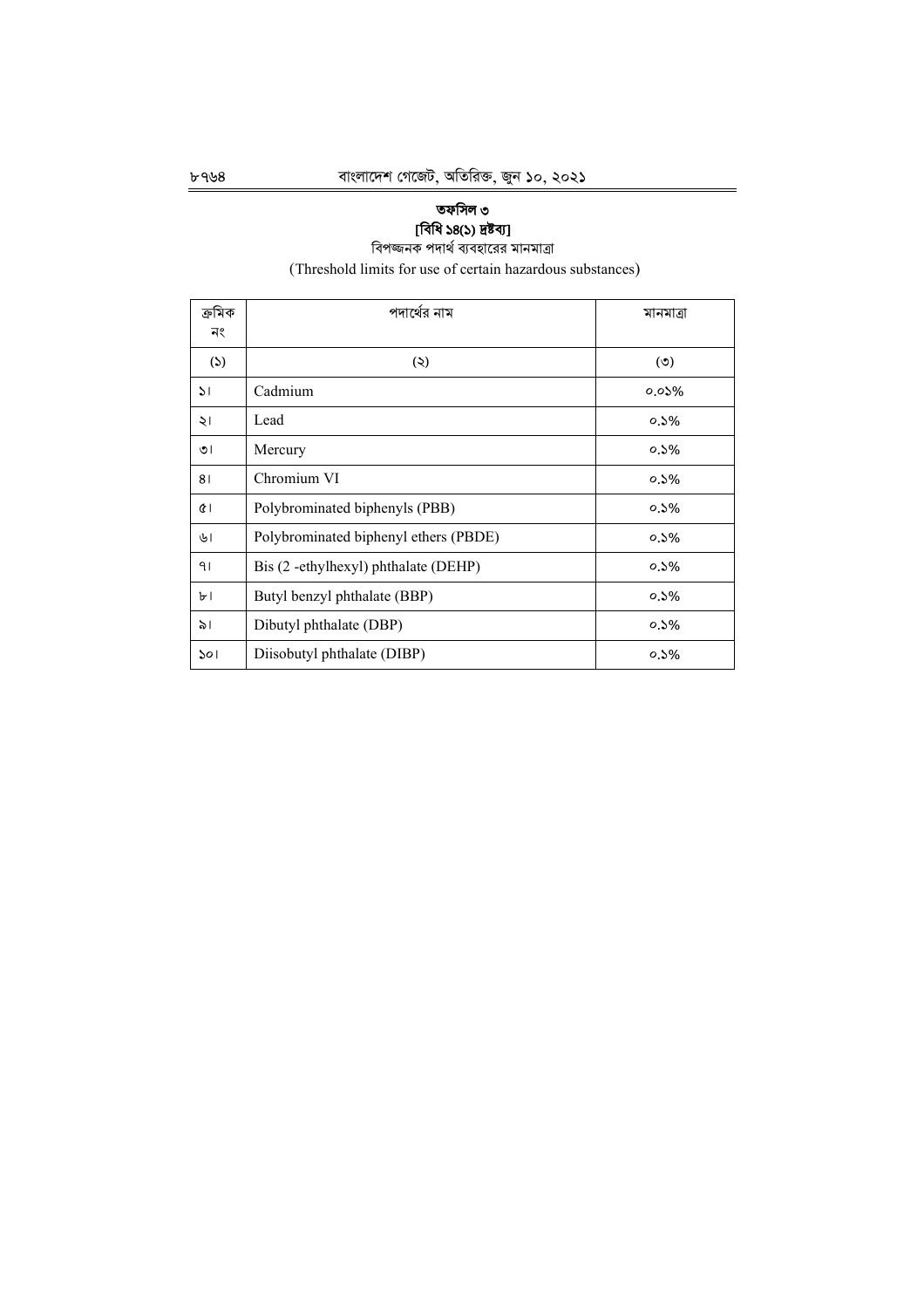## তফসিল ৩

**[বিধি ১৪(১) দ্রষ্টব্য]**

বিপজ্জনক পদার্থ ব্যবহারের মানমাত্রা

(Threshold limits for use of certain hazardous substances)

| ক্রমিক নং | পদার্থের নাম | মানমাত্রা |
|---|---|---|
| (১) | (২) | (৩) |
| ১। | Cadmium | ০.০১% |
| ২। | Lead | ০.১% |
| ৩। | Mercury | ০.১% |
| ৪। | Chromium VI | ০.১% |
| ৫। | Polybrominated biphenyls (PBB) | ০.১% |
| ৬। | Polybrominated biphenyl ethers (PBDE) | ০.১% |
| ৭। | Bis (2 -ethylhexyl) phthalate (DEHP) | ০.১% |
| ৮। | Butyl benzyl phthalate (BBP) | ০.১% |
| ৯। | Dibutyl phthalate (DBP) | ০.১% |
| ১০। | Diisobutyl phthalate (DIBP) | ০.১% |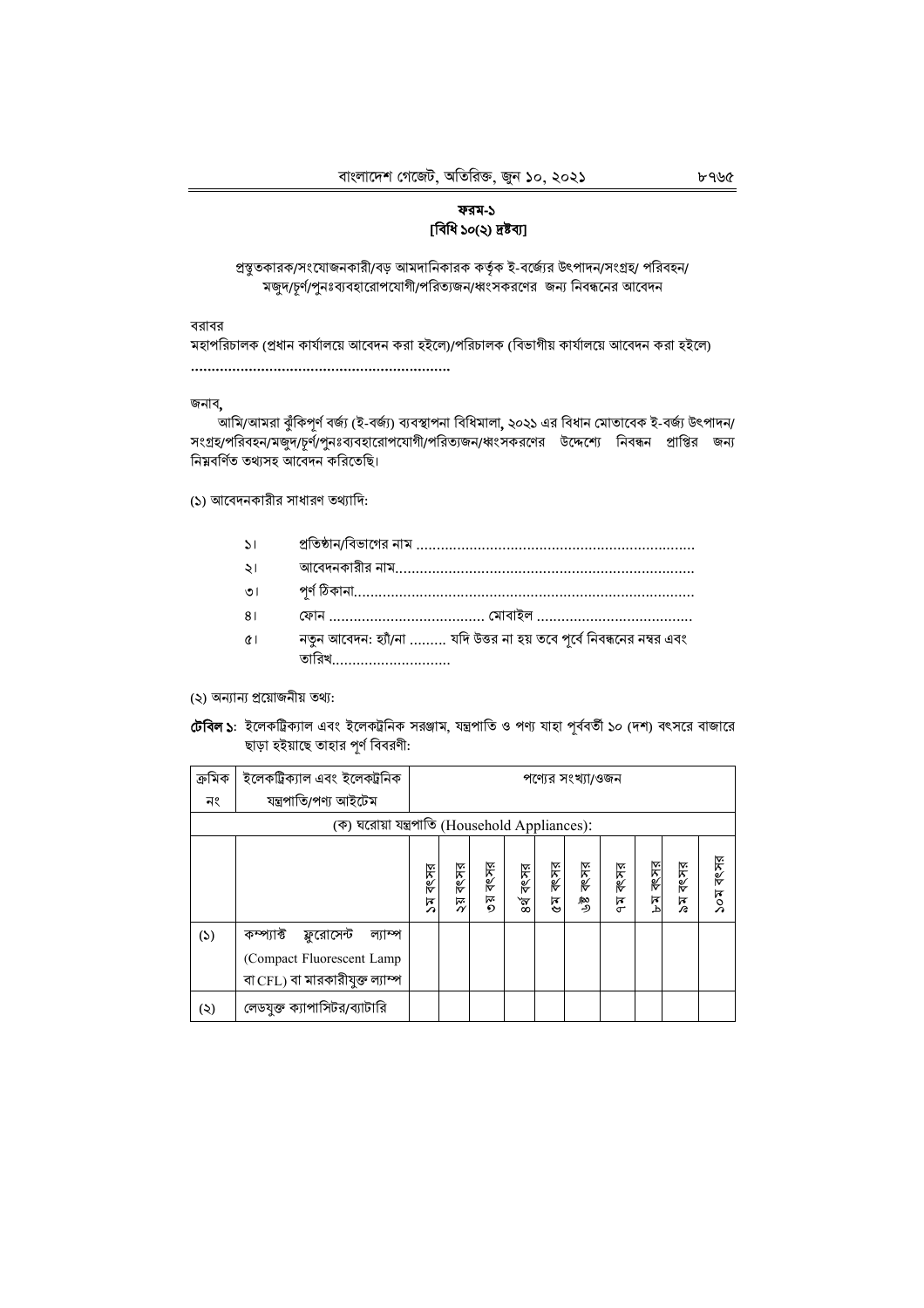## ফরম-১
### [বিধি ১০(২) দ্রষ্টব্য]

প্রস্তুতকারক/সংযোজনকারী/বড় আমদানিকারক কর্তৃক ই-বর্জ্যের উৎপাদন/সংগ্রহ/ পরিবহন/ মজুদ/চূর্ণ/পুনঃব্যবহারোপযোগী/পরিত্যজন/ধ্বংসকরণের জন্য নিবন্ধনের আবেদন

বরাবর
মহাপরিচালক (প্রধান কার্যালয়ে আবেদন করা হইলে)/পরিচালক (বিভাগীয় কার্যালয়ে আবেদন করা হইলে)
..............................................................

জনাব,
আমি/আমরা ঝুঁকিপূর্ণ বর্জ্য (ই-বর্জ্য) ব্যবস্থাপনা বিধিমালা, ২০২১ এর বিধান মোতাবেক ই-বর্জ্য উৎপাদন/ সংগ্রহ/পরিবহন/মজুদ/চূর্ণ/পুনঃব্যবহারোপযোগী/পরিত্যজন/ধ্বংসকরণের উদ্দেশ্যে নিবন্ধন প্রাপ্তির জন্য নিম্নবর্ণিত তথ্যসহ আবেদন করিতেছি।

(১) আবেদনকারীর সাধারণ তথ্যাদি:

১। প্রতিষ্ঠান/বিভাগের নাম ...................................................................
২। আবেদনকারীর নাম........................................................................
৩। পূর্ণ ঠিকানা..................................................................................
৪। ফোন ..................................... মোবাইল .....................................
৫। নতুন আবেদন: হ্যাঁ/না ......... যদি উত্তর না হয় তবে পূর্বে নিবন্ধনের নম্বর এবং তারিখ.............................

(২) অন্যান্য প্রয়োজনীয় তথ্য:

**টেবিল ১**: ইলেকট্রিক্যাল এবং ইলেকট্রনিক সরঞ্জাম, যন্ত্রপাতি ও পণ্য যাহা পূর্ববর্তী ১০ (দশ) বৎসরে বাজারে ছাড়া হইয়াছে তাহার পূর্ণ বিবরণী:

| ক্রমিক নং | ইলেকট্রিক্যাল এবং ইলেকট্রনিক যন্ত্রপাতি/পণ্য আইটেম | পণ্যের সংখ্যা/ওজন | | | | | | | | | |
|---|---|---|---|---|---|---|---|---|---|---|---|
| (ক) ঘরোয়া যন্ত্রপাতি (Household Appliances): | | | | | | | | | | | |
| | | ১ম বৎসর | ২য় বৎসর | ৩য় বৎসর | ৪র্থ বৎসর | ৫ম বৎসর | ৬ষ্ঠ বৎসর | ৭ম বৎসর | ৮ম বৎসর | ৯ম বৎসর | ১০ম বৎসর |
| (১) | কম্প্যাক্ট ফ্লুরোসেন্ট ল্যাম্প (Compact Fluorescent Lamp বা CFL) বা মারকারীযুক্ত ল্যাম্প | | | | | | | | | | |
| (২) | লেডযুক্ত ক্যাপাসিটর/ব্যাটারি | | | | | | | | | | |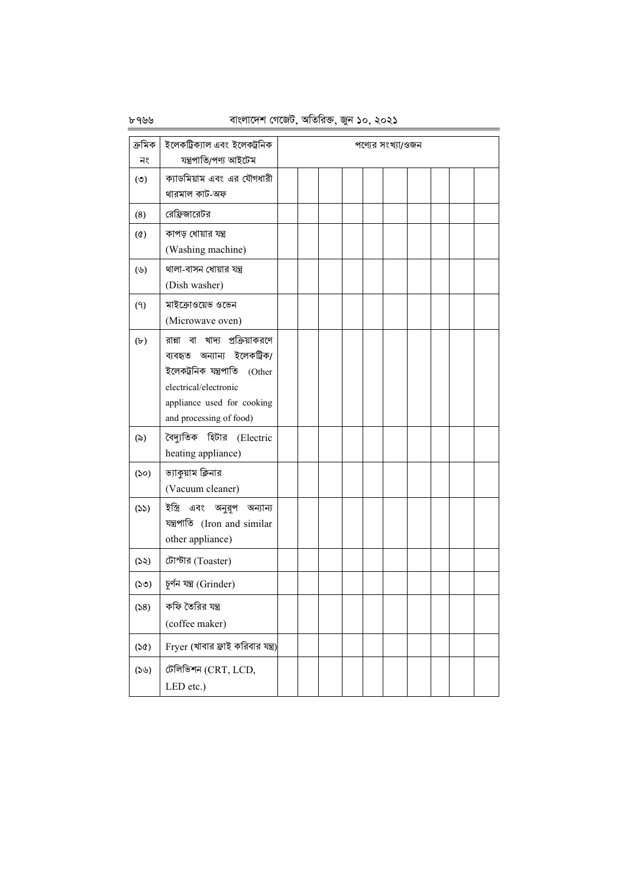| ক্রমিক নং | ইলেকট্রিক্যাল এবং ইলেকট্রনিক যন্ত্রপাতি/পণ্য আইটেম | পণ্যের সংখ্যা/ওজন | | | | | | | | | |
|---|---|---|---|---|---|---|---|---|---|---|---|
| (৩) | ক্যাডমিয়াম এবং এর যৌগধারী থারমাল কাট-অফ | | | | | | | | | | |
| (৪) | রেফ্রিজারেটর | | | | | | | | | | |
| (৫) | কাপড় ধোয়ার যন্ত্র (Washing machine) | | | | | | | | | | |
| (৬) | থালা-বাসন ধোয়ার যন্ত্র (Dish washer) | | | | | | | | | | |
| (৭) | মাইক্রোওয়েভ ওভেন (Microwave oven) | | | | | | | | | | |
| (৮) | রান্না বা খাদ্য প্রক্রিয়াকরণে ব্যবহৃত অন্যান্য ইলেকট্রিক/ ইলেকট্রনিক যন্ত্রপাতি (Other electrical/electronic appliance used for cooking and processing of food) | | | | | | | | | | |
| (৯) | বৈদ্যুতিক হিটার (Electric heating appliance) | | | | | | | | | | |
| (১০) | ভ্যাকুয়াম ক্লিনার (Vacuum cleaner) | | | | | | | | | | |
| (১১) | ইস্ত্রি এবং অনুরূপ অন্যান্য যন্ত্রপাতি (Iron and similar other appliance) | | | | | | | | | | |
| (১২) | টোস্টার (Toaster) | | | | | | | | | | |
| (১৩) | চূর্ণন যন্ত্র (Grinder) | | | | | | | | | | |
| (১৪) | কফি তৈরির যন্ত্র (coffee maker) | | | | | | | | | | |
| (১৫) | Fryer (খাবার ফ্রাই করিবার যন্ত্র) | | | | | | | | | | |
| (১৬) | টেলিভিশন (CRT, LCD, LED etc.) | | | | | | | | | | |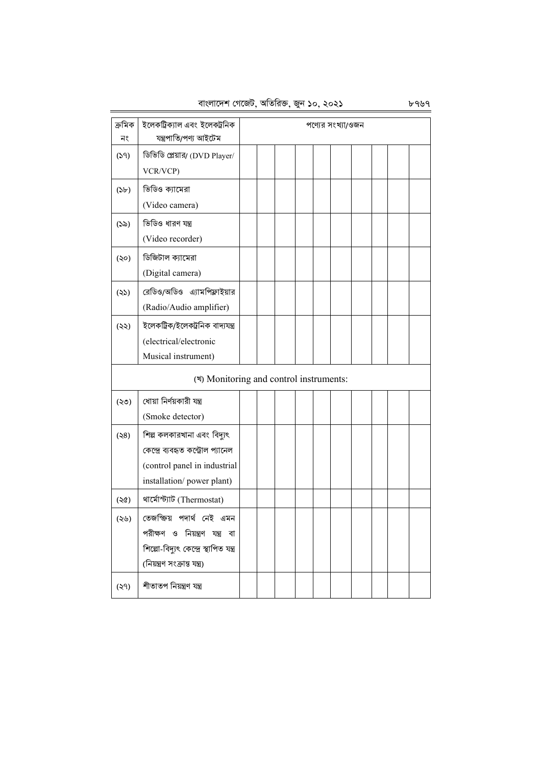| ক্রমিক নং | ইলেকট্রিক্যাল এবং ইলেকট্রনিক যন্ত্রপাতি/পণ্য আইটেম | পণ্যের সংখ্যা/ওজন | | | | | | | | | |
|---|---|---|---|---|---|---|---|---|---|---|---|
| (১৭) | ডিভিডি প্লেয়ার/ (DVD Player/ VCR/VCP) | | | | | | | | | | |
| (১৮) | ভিডিও ক্যামেরা (Video camera) | | | | | | | | | | |
| (১৯) | ভিডিও ধারণ যন্ত্র (Video recorder) | | | | | | | | | | |
| (২০) | ডিজিটাল ক্যামেরা (Digital camera) | | | | | | | | | | |
| (২১) | রেডিও/অডিও এ্যামপ্লিফাইয়ার (Radio/Audio amplifier) | | | | | | | | | | |
| (২২) | ইলেকট্রিক/ইলেকট্রনিক বাদ্যযন্ত্র (electrical/electronic Musical instrument) | | | | | | | | | | |
| | (খ) Monitoring and control instruments: | | | | | | | | | | |
| (২৩) | ধোয়া নির্ণয়কারী যন্ত্র (Smoke detector) | | | | | | | | | | |
| (২৪) | শিল্প কলকারখানা এবং বিদ্যুৎ কেন্দ্রে ব্যবহৃত কন্ট্রোল প্যানেল (control panel in industrial installation/ power plant) | | | | | | | | | | |
| (২৫) | থার্মোস্ট্যাট (Thermostat) | | | | | | | | | | |
| (২৬) | তেজস্ক্রিয় পদার্থ নেই এমন পরীক্ষণ ও নিয়ন্ত্রণ যন্ত্র বা শিল্পো-বিদ্যুৎ কেন্দ্রে স্থাপিত যন্ত্র (নিয়ন্ত্রণ সংক্রান্ত যন্ত্র) | | | | | | | | | | |
| (২৭) | শীতাতপ নিয়ন্ত্রণ যন্ত্র | | | | | | | | | | |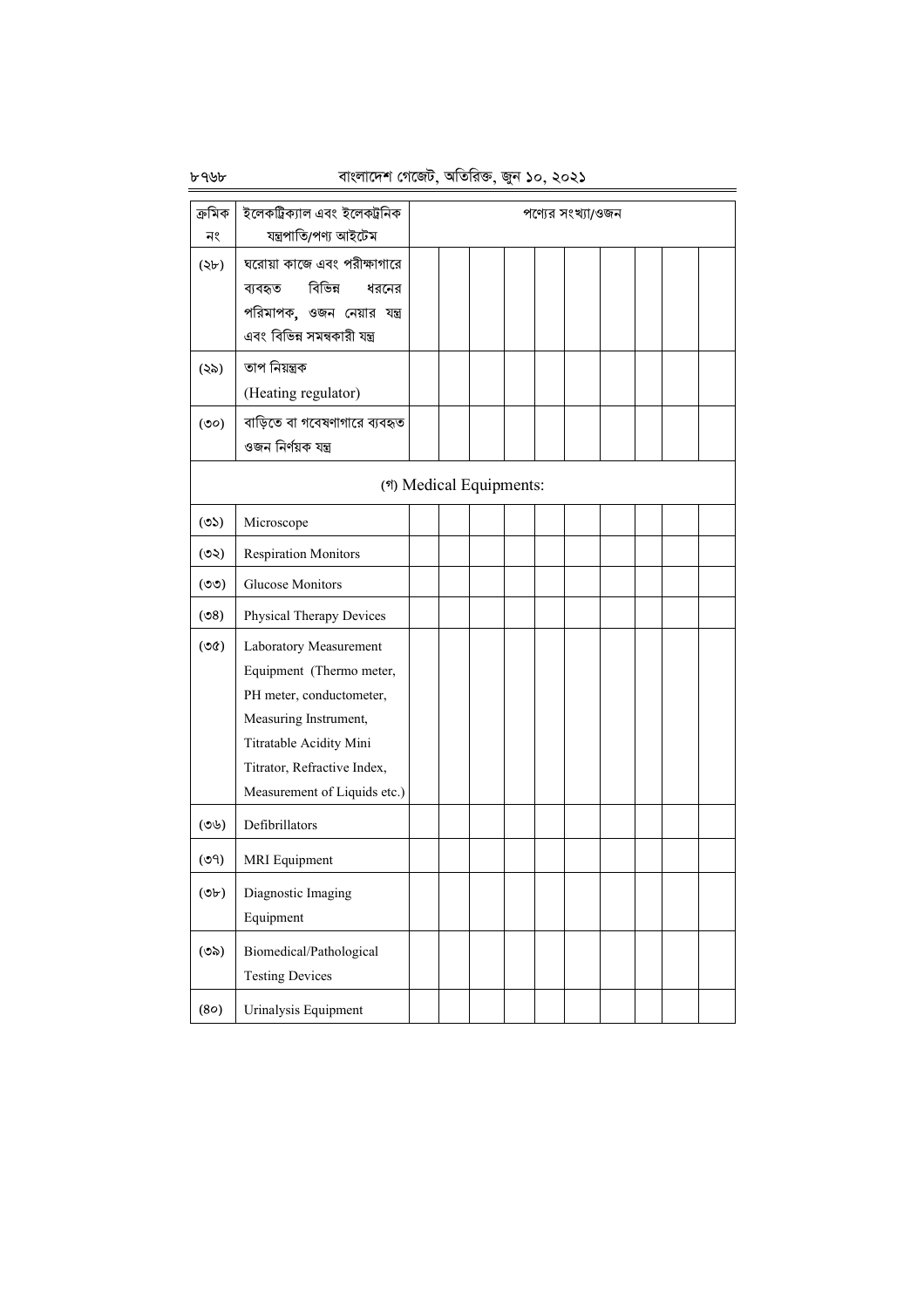| ক্রমিক নং | ইলেকট্রিক্যাল এবং ইলেকট্রনিক যন্ত্রপাতি/পণ্য আইটেম | পণ্যের সংখ্যা/ওজন | | | | | | | | | |
|---|---|---|---|---|---|---|---|---|---|---|---|
| (২৮) | ঘরোয়া কাজে এবং পরীক্ষাগারে ব্যবহৃত বিভিন্ন ধরনের পরিমাপক, ওজন নেয়ার যন্ত্র এবং বিভিন্ন সমন্বকারী যন্ত্র | | | | | | | | | | |
| (২৯) | তাপ নিয়ন্ত্রক (Heating regulator) | | | | | | | | | | |
| (৩০) | বাড়িতে বা গবেষণাগারে ব্যবহৃত ওজন নির্ণয়ক যন্ত্র | | | | | | | | | | |
| | (গ) Medical Equipments: | | | | | | | | | | |
| (৩১) | Microscope | | | | | | | | | | |
| (৩২) | Respiration Monitors | | | | | | | | | | |
| (৩৩) | Glucose Monitors | | | | | | | | | | |
| (৩৪) | Physical Therapy Devices | | | | | | | | | | |
| (৩৫) | Laboratory Measurement Equipment (Thermo meter, PH meter, conductometer, Measuring Instrument, Titratable Acidity Mini Titrator, Refractive Index, Measurement of Liquids etc.) | | | | | | | | | | |
| (৩৬) | Defibrillators | | | | | | | | | | |
| (৩৭) | MRI Equipment | | | | | | | | | | |
| (৩৮) | Diagnostic Imaging Equipment | | | | | | | | | | |
| (৩৯) | Biomedical/Pathological Testing Devices | | | | | | | | | | |
| (৪০) | Urinalysis Equipment | | | | | | | | | | |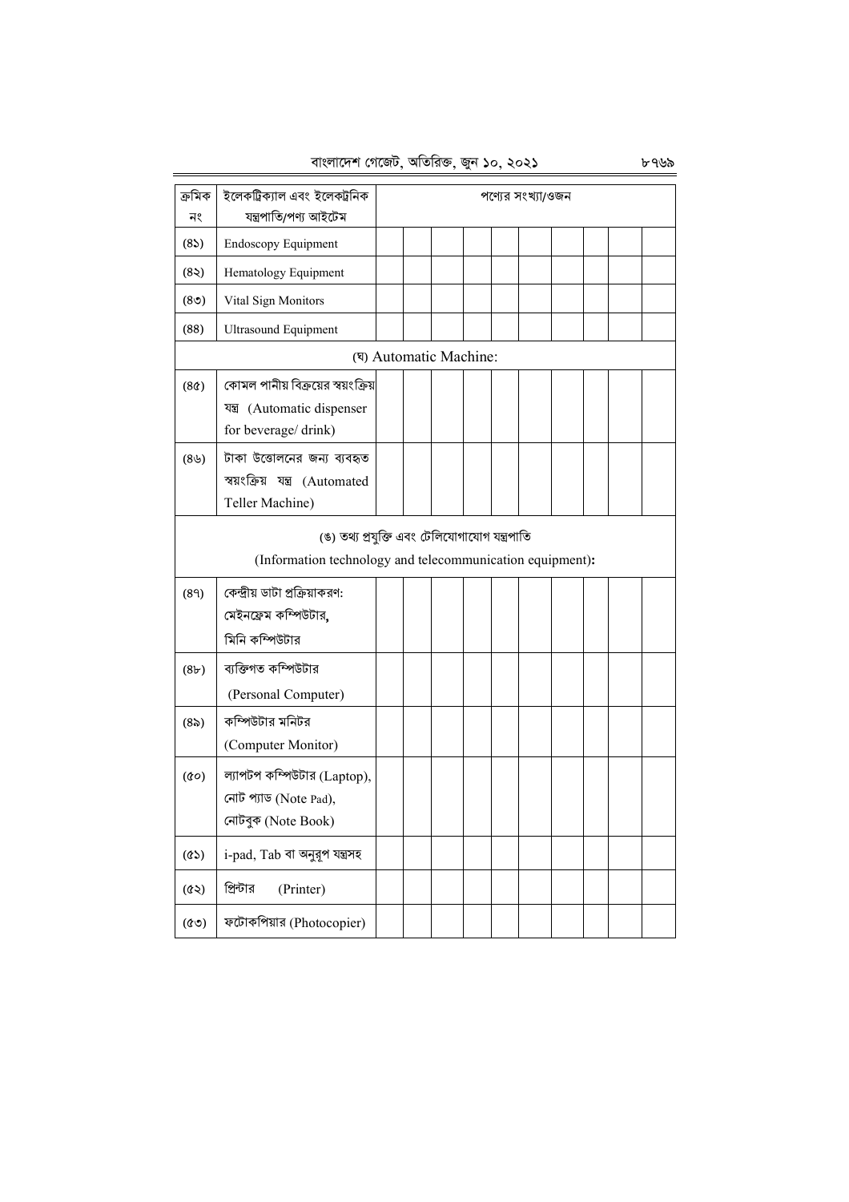| ক্রমিক নং | ইলেকট্রিক্যাল এবং ইলেকট্রনিক যন্ত্রপাতি/পণ্য আইটেম | পণ্যের সংখ্যা/ওজন | | | | | | | | | |
|---|---|---|---|---|---|---|---|---|---|---|---|
| (৪১) | Endoscopy Equipment | | | | | | | | | | |
| (৪২) | Hematology Equipment | | | | | | | | | | |
| (৪৩) | Vital Sign Monitors | | | | | | | | | | |
| (৪৪) | Ultrasound Equipment | | | | | | | | | | |
| | (ঘ) Automatic Machine: | | | | | | | | | | |
| (৪৫) | কোমল পানীয় বিক্রয়ের স্বয়ংক্রিয় যন্ত্র (Automatic dispenser for beverage/ drink) | | | | | | | | | | |
| (৪৬) | টাকা উত্তোলনের জন্য ব্যবহৃত স্বয়ংক্রিয় যন্ত্র (Automated Teller Machine) | | | | | | | | | | |
| | (ঙ) তথ্য প্রযুক্তি এবং টেলিযোগাযোগ যন্ত্রপাতি (Information technology and telecommunication equipment): | | | | | | | | | | |
| (৪৭) | কেন্দ্রীয় ডাটা প্রক্রিয়াকরণ: মেইনফ্রেম কম্পিউটার, মিনি কম্পিউটার | | | | | | | | | | |
| (৪৮) | ব্যক্তিগত কম্পিউটার (Personal Computer) | | | | | | | | | | |
| (৪৯) | কম্পিউটার মনিটর (Computer Monitor) | | | | | | | | | | |
| (৫০) | ল্যাপটপ কম্পিউটার (Laptop), নোট প্যাড (Note Pad), নোটবুক (Note Book) | | | | | | | | | | |
| (৫১) | i-pad, Tab বা অনুরূপ যন্ত্রসহ | | | | | | | | | | |
| (৫২) | প্রিন্টার (Printer) | | | | | | | | | | |
| (৫৩) | ফটোকপিয়ার (Photocopier) | | | | | | | | | | |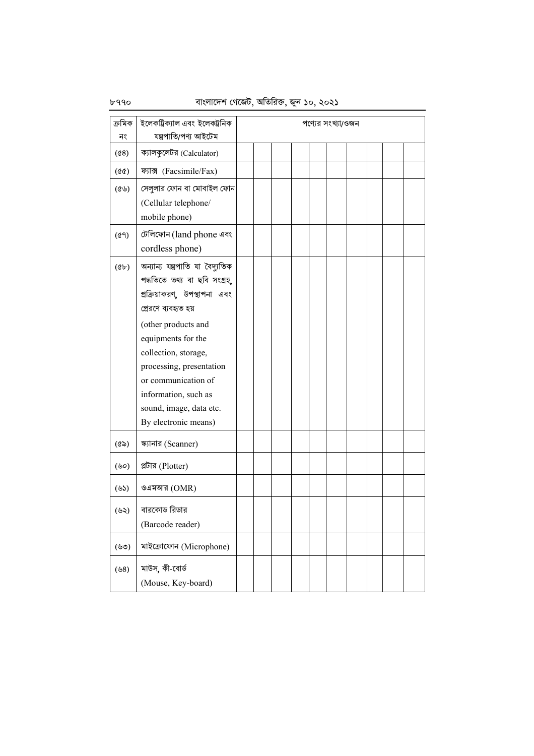| ক্রমিক নং | ইলেকট্রিক্যাল এবং ইলেকট্রনিক যন্ত্রপাতি/পণ্য আইটেম | পণ্যের সংখ্যা/ওজন | | | | | | | | | |
|---|---|---|---|---|---|---|---|---|---|---|---|
| (৫৪) | ক্যালকুলেটর (Calculator) | | | | | | | | | | |
| (৫৫) | ফ্যাক্স (Facsimile/Fax) | | | | | | | | | | |
| (৫৬) | সেলুলার ফোন বা মোবাইল ফোন (Cellular telephone/ mobile phone) | | | | | | | | | | |
| (৫৭) | টেলিফোন (land phone এবং cordless phone) | | | | | | | | | | |
| (৫৮) | অন্যান্য যন্ত্রপাতি যা বৈদ্যুতিক পদ্ধতিতে তথ্য বা ছবি সংগ্রহ, প্রক্রিয়াকরণ, উপস্থাপনা এবং প্রেরণে ব্যবহৃত হয় (other products and equipments for the collection, storage, processing, presentation or communication of information, such as sound, image, data etc. By electronic means) | | | | | | | | | | |
| (৫৯) | স্ক্যানার (Scanner) | | | | | | | | | | |
| (৬০) | প্লটার (Plotter) | | | | | | | | | | |
| (৬১) | ওএমআর (OMR) | | | | | | | | | | |
| (৬২) | বারকোড রিডার (Barcode reader) | | | | | | | | | | |
| (৬৩) | মাইক্রোফোন (Microphone) | | | | | | | | | | |
| (৬৪) | মাউস, কী-বোর্ড (Mouse, Key-board) | | | | | | | | | | |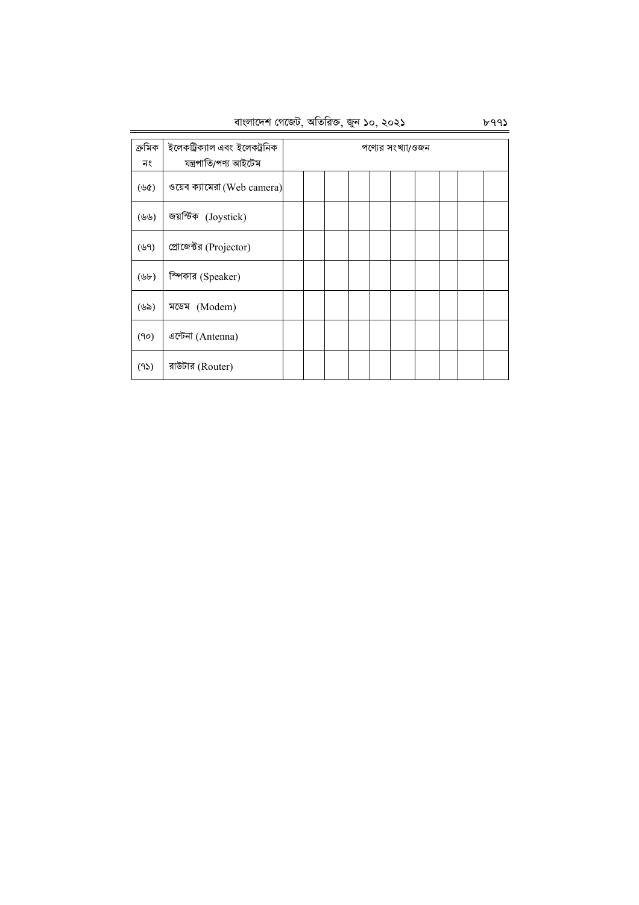| ক্রমিক নং | ইলেকট্রিক্যাল এবং ইলেকট্রনিক যন্ত্রপাতি/পণ্য আইটেম | পণ্যের সংখ্যা/ওজন | | | | | | | | | |
|---|---|---|---|---|---|---|---|---|---|---|---|
| (৬৫) | ওয়েব ক্যামেরা (Web camera) | | | | | | | | | | |
| (৬৬) | জয়স্টিক (Joystick) | | | | | | | | | | |
| (৬৭) | প্রোজেক্টর (Projector) | | | | | | | | | | |
| (৬৮) | স্পিকার (Speaker) | | | | | | | | | | |
| (৬৯) | মডেম (Modem) | | | | | | | | | | |
| (৭০) | এন্টেনা (Antenna) | | | | | | | | | | |
| (৭১) | রাউটার (Router) | | | | | | | | | | |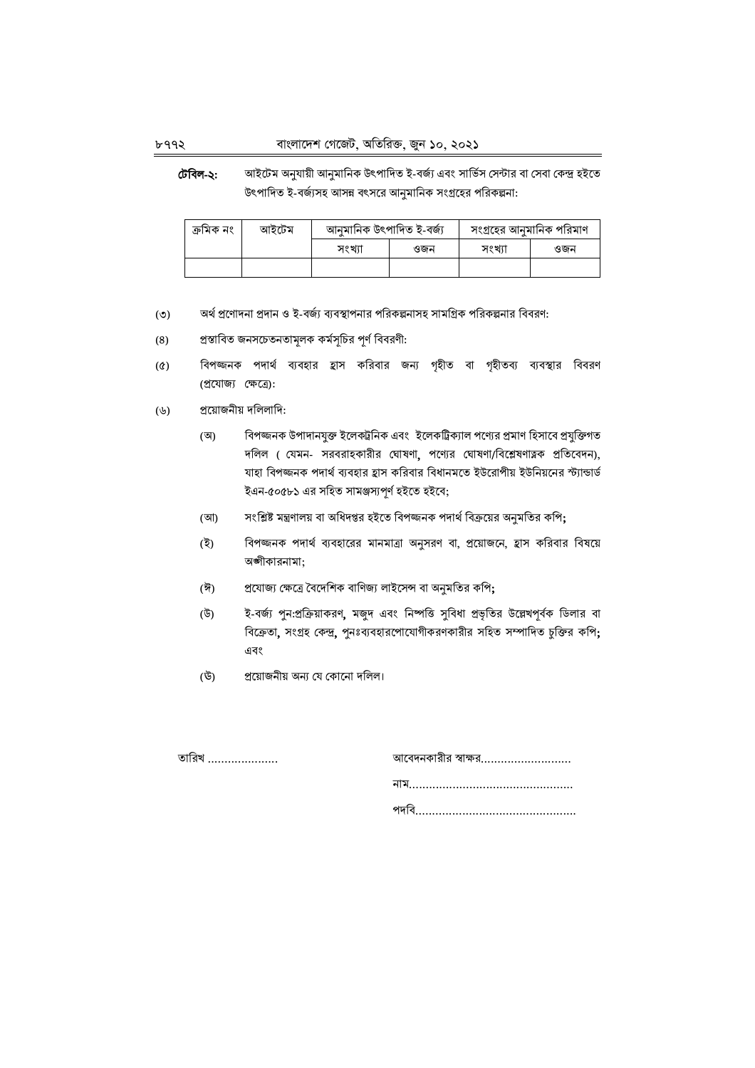**টেবিল-২:** আইটেম অনুযায়ী আনুমানিক উৎপাদিত ই-বর্জ্য এবং সার্ভিস সেন্টার বা সেবা কেন্দ্র হইতে উৎপাদিত ই-বর্জ্যসহ আসন্ন বৎসরে আনুমানিক সংগ্রহের পরিকল্পনা:

| ক্রমিক নং | আইটেম | আনুমানিক উৎপাদিত ই-বর্জ্য | | সংগ্রহের আনুমানিক পরিমাণ | |
|---|---|---|---|---|---|
| | | সংখ্যা | ওজন | সংখ্যা | ওজন |
| | | | | | |

(৩) অর্থ প্রণোদনা প্রদান ও ই-বর্জ্য ব্যবস্থাপনার পরিকল্পনাসহ সামগ্রিক পরিকল্পনার বিবরণ:

(৪) প্রস্তাবিত জনসচেতনতামূলক কর্মসূচির পূর্ণ বিবরণী:

(৫) বিপজ্জনক পদার্থ ব্যবহার হ্রাস করিবার জন্য গৃহীত বা গৃহীতব্য ব্যবস্থার বিবরণ (প্রযোজ্য ক্ষেত্রে):

(৬) প্রয়োজনীয় দলিলাদি:

(অ) বিপজ্জনক উপাদানযুক্ত ইলেকট্রনিক এবং ইলেকট্রিক্যাল পণ্যের প্রমাণ হিসাবে প্রযুক্তিগত দলিল ( যেমন- সরবরাহকারীর ঘোষণা, পণ্যের ঘোষণা/বিশ্লেষণাত্নক প্রতিবেদন), যাহা বিপজ্জনক পদার্থ ব্যবহার হ্রাস করিবার বিধানমতে ইউরোপীয় ইউনিয়নের স্ট্যান্ডার্ড ইএন-৫০৫৮১ এর সহিত সামঞ্জস্যপূর্ণ হইতে হইবে;

(আ) সংশ্লিষ্ট মন্ত্রণালয় বা অধিদপ্তর হইতে বিপজ্জনক পদার্থ বিক্রয়ের অনুমতির কপি;

(ই) বিপজ্জনক পদার্থ ব্যবহারের মানমাত্রা অনুসরণ বা, প্রয়োজনে, হ্রাস করিবার বিষয়ে অঙ্গীকারনামা;

(ঈ) প্রযোজ্য ক্ষেত্রে বৈদেশিক বাণিজ্য লাইসেন্স বা অনুমতির কপি;

(উ) ই-বর্জ্য পুন:প্রক্রিয়াকরণ, মজুদ এবং নিষ্পত্তি সুবিধা প্রভৃতির উল্লেখপূর্বক ডিলার বা বিক্রেতা, সংগ্রহ কেন্দ্র, পুনঃব্যবহারপোযোগীকরণকারীর সহিত সম্পাদিত চুক্তির কপি; এবং

(ঊ) প্রয়োজনীয় অন্য যে কোনো দলিল।

তারিখ .....................

আবেদনকারীর স্বাক্ষর...........................

নাম.................................................

পদবি................................................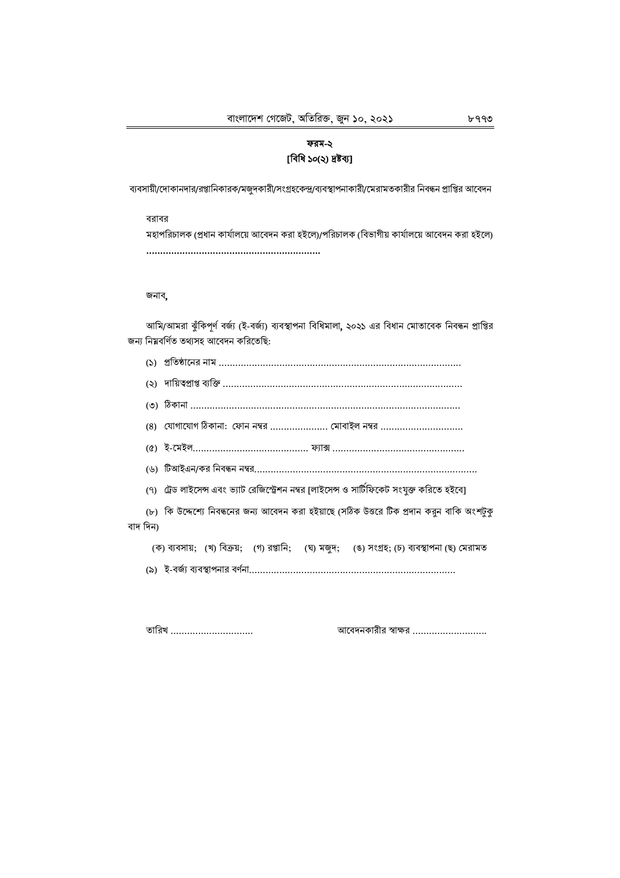# ফরম-২

**[বিধি ১০(২) দ্রষ্টব্য]**

ব্যবসায়ী/দোকানদার/রপ্তানিকারক/মজুদকারী/সংগ্রহকেন্দ্র/ব্যবস্থাপনাকারী/মেরামতকারীর নিবন্ধন প্রাপ্তির আবেদন

বরাবর

মহাপরিচালক (প্রধান কার্যালয়ে আবেদন করা হইলে)/পরিচালক (বিভাগীয় কার্যালয়ে আবেদন করা হইলে)

..............................................................

জনাব,

আমি/আমরা ঝুঁকিপূর্ণ বর্জ্য (ই-বর্জ্য) ব্যবস্থাপনা বিধিমালা, ২০২১ এর বিধান মোতাবেক নিবন্ধন প্রাপ্তির জন্য নিম্নবর্ণিত তথ্যসহ আবেদন করিতেছি:

(১) প্রতিষ্ঠানের নাম .......................................................................................

(২) দায়িত্বপ্রাপ্ত ব্যক্তি .......................................................................................

(৩) ঠিকানা .................................................................................................

(৪) যোগাযোগ ঠিকানা: ফোন নম্বর ..................... মোবাইল নম্বর ..............................

(৫) ই-মেইল.......................................... ফ্যাক্স ................................................

(৬) টিআইএন/কর নিবন্ধন নম্বর.................................................................................

(৭) ট্রেড লাইসেন্স এবং ভ্যাট রেজিস্ট্রেশন নম্বর [লাইসেন্স ও সার্টিফিকেট সংযুক্ত করিতে হইবে]

(৮) কি উদ্দেশ্যে নিবন্ধনের জন্য আবেদন করা হইয়াছে (সঠিক উত্তরে টিক প্রদান করুন বাকি অংশটুকু বাদ দিন)

(ক) ব্যবসায়; (খ) বিক্রয়; (গ) রপ্তানি; (ঘ) মজুদ; (ঙ) সংগ্রহ; (চ) ব্যবস্থাপনা (ছ) মেরামত

(৯) ই-বর্জ্য ব্যবস্থাপনার বর্ণনা...........................................................................

তারিখ ..............................                                   আবেদনকারীর স্বাক্ষর ...........................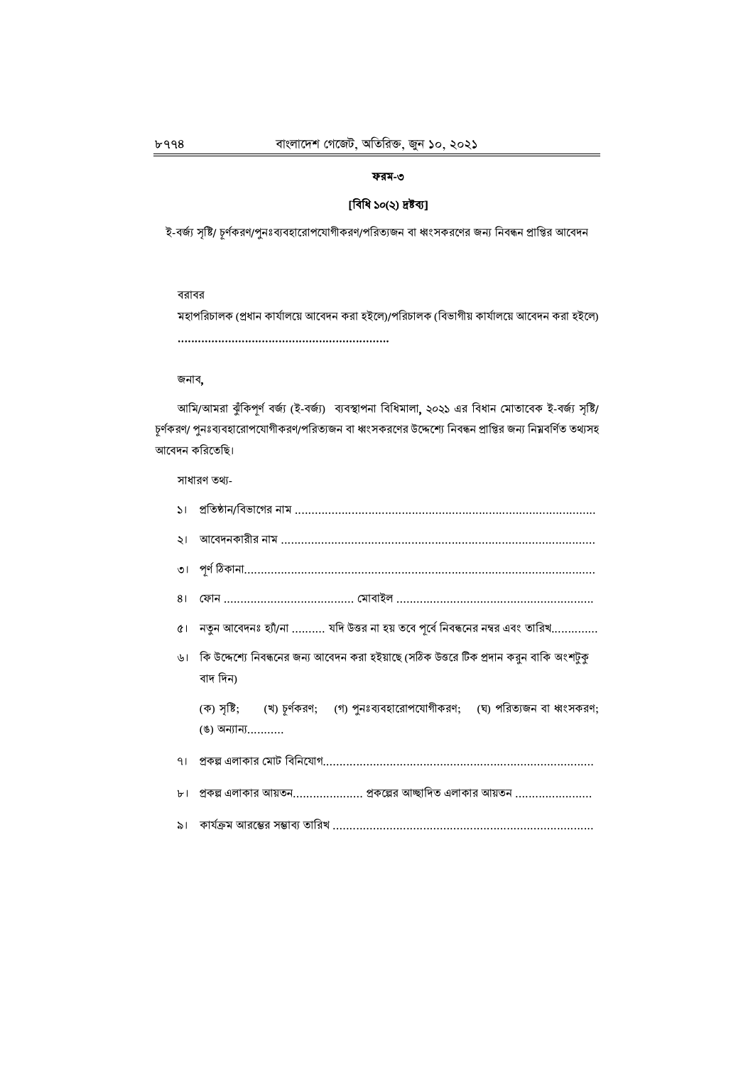**ফরম-৩**

**[বিধি ১০(২) দ্রষ্টব্য]**

ই-বর্জ্য সৃষ্টি/ চূর্ণকরণ/পুনঃব্যবহারোপযোগীকরণ/পরিত্যজন বা ধ্বংসকরণের জন্য নিবন্ধন প্রাপ্তির আবেদন

বরাবর

মহাপরিচালক (প্রধান কার্যালয়ে আবেদন করা হইলে)/পরিচালক (বিভাগীয় কার্যালয়ে আবেদন করা হইলে)

..............................................................

জনাব,

আমি/আমরা ঝুঁকিপূর্ণ বর্জ্য (ই-বর্জ্য) ব্যবস্থাপনা বিধিমালা, ২০২১ এর বিধান মোতাবেক ই-বর্জ্য সৃষ্টি/ চূর্ণকরণ/ পুনঃব্যবহারোপযোগীকরণ/পরিত্যজন বা ধ্বংসকরণের উদ্দেশ্যে নিবন্ধন প্রাপ্তির জন্য নিম্নবর্ণিত তথ্যসহ আবেদন করিতেছি।

সাধারণ তথ্য-

১। প্রতিষ্ঠান/বিভাগের নাম ..........................................................................................

২। আবেদনকারীর নাম ..............................................................................................

৩। পূর্ণ ঠিকানা.........................................................................................................

৪। ফোন ....................................... মোবাইল ..........................................................

৫। নতুন আবেদনঃ হ্যাঁ/না .......... যদি উত্তর না হয় তবে পূর্বে নিবন্ধনের নম্বর এবং তারিখ.............

৬। কি উদ্দেশ্যে নিবন্ধনের জন্য আবেদন করা হইয়াছে (সঠিক উত্তরে টিক প্রদান করুন বাকি অংশটুকু বাদ দিন)

(ক) সৃষ্টি; (খ) চূর্ণকরণ; (গ) পুনঃব্যবহারোপযোগীকরণ; (ঘ) পরিত্যজন বা ধ্বংসকরণ; (ঙ) অন্যান্য...........

৭। প্রকল্প এলাকার মোট বিনিয়োগ.................................................................................

৮। প্রকল্প এলাকার আয়তন..................... প্রকল্পের আচ্ছাদিত এলাকার আয়তন .......................

৯। কার্যক্রম আরম্ভের সম্ভাব্য তারিখ ..............................................................................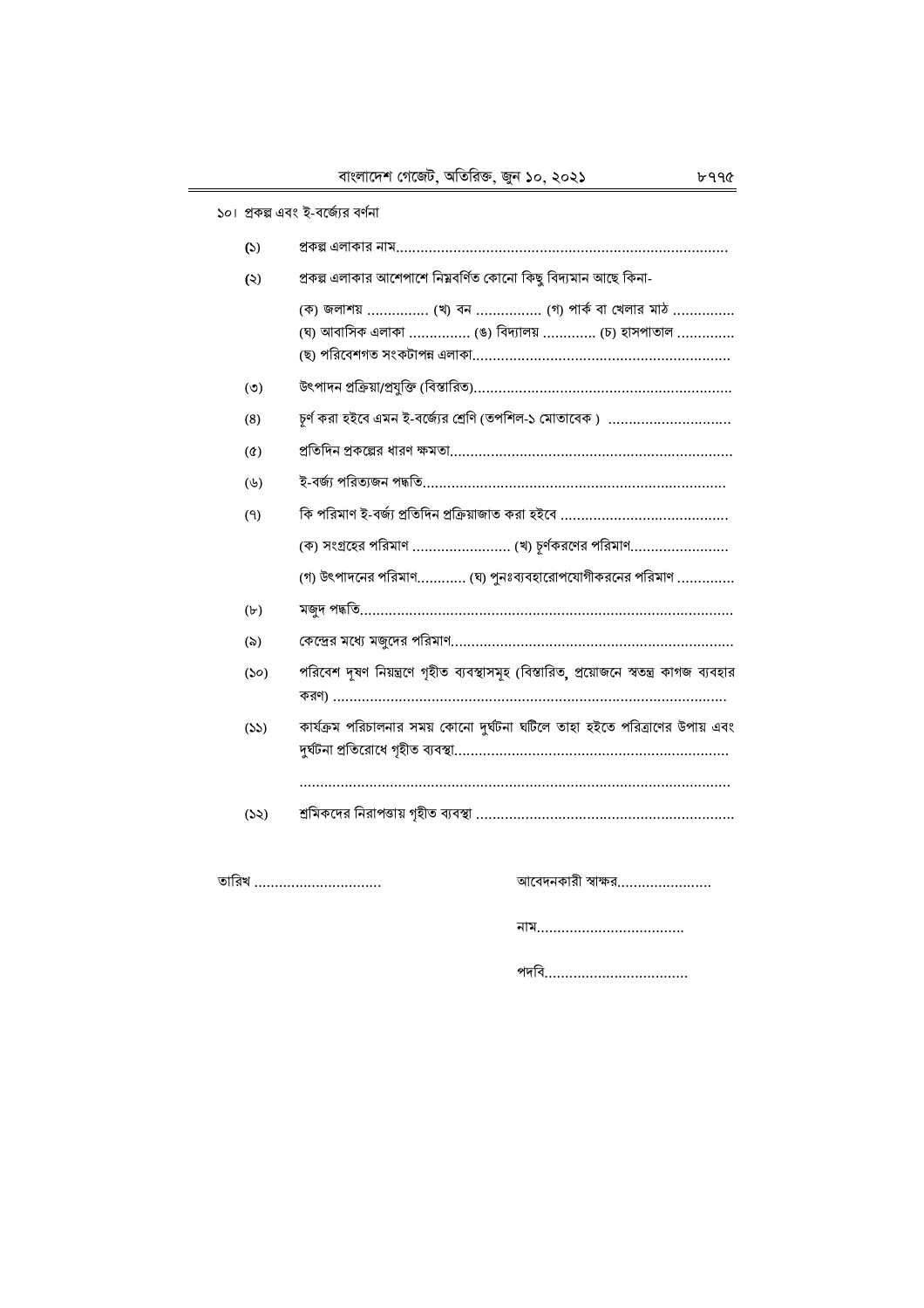১০। প্রকল্প এবং ই-বর্জ্যের বর্ণনা

(১) প্রকল্প এলাকার নাম.................................................................................

(২) প্রকল্প এলাকার আশেপাশে নিম্নবর্ণিত কোনো কিছু বিদ্যমান আছে কিনা-

(ক) জলাশয় ............... (খ) বন ................ (গ) পার্ক বা খেলার মাঠ ...............
(ঘ) আবাসিক এলাকা ............... (ঙ) বিদ্যালয় ............. (চ) হাসপাতাল ..............
(ছ) পরিবেশগত সংকটাপন্ন এলাকা..............................................................

(৩) উৎপাদন প্রক্রিয়া/প্রযুক্তি (বিস্তারিত)..............................................................

(৪) চূর্ণ করা হইবে এমন ই-বর্জ্যের শ্রেণি (তপশিল-১ মোতাবেক ) ..............................

(৫) প্রতিদিন প্রকল্পের ধারণ ক্ষমতা.....................................................................

(৬) ই-বর্জ্য পরিত্যজন পদ্ধতি..........................................................................

(৭) কি পরিমাণ ই-বর্জ্য প্রতিদিন প্রক্রিয়াজাত করা হইবে .........................................

(ক) সংগ্রহের পরিমাণ ........................ (খ) চূর্ণকরণের পরিমাণ........................

(গ) উৎপাদনের পরিমাণ............ (ঘ) পুনঃব্যবহারোপযোগীকরনের পরিমাণ ..............

(৮) মজুদ পদ্ধতি...........................................................................................

(৯) কেন্দ্রের মধ্যে মজুদের পরিমাণ.....................................................................

(১০) পরিবেশ দূষণ নিয়ন্ত্রণে গৃহীত ব্যবস্থাসমূহ (বিস্তারিত, প্রয়োজনে স্বতন্ত্র কাগজ ব্যবহার করণ) ...............................................................................................

(১১) কার্যক্রম পরিচালনার সময় কোনো দুর্ঘটনা ঘটিলে তাহা হইতে পরিত্রাণের উপায় এবং দুর্ঘটনা প্রতিরোধে গৃহীত ব্যবস্থা..................................................................
........................................................................................................

(১২) শ্রমিকদের নিরাপত্তায় গৃহীত ব্যবস্থা ...............................................................

তারিখ ...............................

আবেদনকারী স্বাক্ষর.......................

নাম....................................

পদবি...................................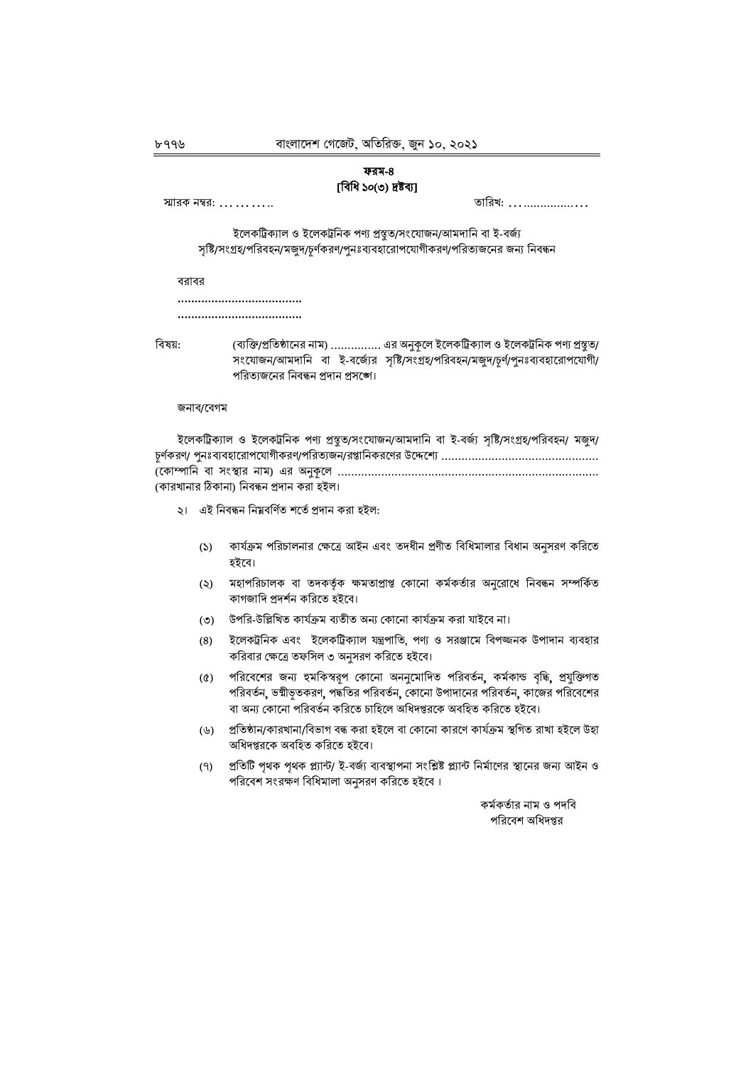**ফরম-৪**
**[বিধি ১০(৩) দ্রষ্টব্য]**

স্মারক নম্বর: ……….. তারিখ: ………………

ইলেকট্রিক্যাল ও ইলেকট্রনিক পণ্য প্রস্তুত/সংযোজন/আমদানি বা ই-বর্জ্য সৃষ্টি/সংগ্রহ/পরিবহন/মজুদ/চূর্ণকরণ/পুনঃব্যবহারোপযোগীকরণ/পরিত্যজনের জন্য নিবন্ধন

বরাবর
………………………………
………………………………

বিষয়: (ব্যক্তি/প্রতিষ্ঠানের নাম) …………… এর অনুকূলে ইলেকট্রিক্যাল ও ইলেকট্রনিক পণ্য প্রস্তুত/সংযোজন/আমদানি বা ই-বর্জ্যের সৃষ্টি/সংগ্রহ/পরিবহন/মজুদ/চূর্ণ/পুনঃব্যবহারোপযোগী/পরিত্যজনের নিবন্ধন প্রদান প্রসঙ্গে।

জনাব/বেগম

ইলেকট্রিক্যাল ও ইলেকট্রনিক পণ্য প্রস্তুত/সংযোজন/আমদানি বা ই-বর্জ্য সৃষ্টি/সংগ্রহ/পরিবহন/ মজুদ/চূর্ণকরণ/ পুনঃব্যবহারোপযোগীকরণ/পরিত্যজন/রপ্তানিকরণের উদ্দেশ্যে ……………………………………… (কোম্পানি বা সংস্থার নাম) এর অনুকূলে …………………………………………………………… (কারখানার ঠিকানা) নিবন্ধন প্রদান করা হইল।

২। এই নিবন্ধন নিম্নবর্ণিত শর্তে প্রদান করা হইল:

(১) কার্যক্রম পরিচালনার ক্ষেত্রে আইন এবং তদধীন প্রণীত বিধিমালার বিধান অনুসরণ করিতে হইবে।

(২) মহাপরিচালক বা তদকর্তৃক ক্ষমতাপ্রাপ্ত কোনো কর্মকর্তার অনুরোধে নিবন্ধন সম্পর্কিত কাগজাদি প্রদর্শন করিতে হইবে।

(৩) উপরি-উল্লিখিত কার্যক্রম ব্যতীত অন্য কোনো কার্যক্রম করা যাইবে না।

(৪) ইলেকট্রনিক এবং ইলেকট্রিক্যাল যন্ত্রপাতি, পণ্য ও সরঞ্জামে বিপজ্জনক উপাদান ব্যবহার করিবার ক্ষেত্রে তফসিল ৩ অনুসরণ করিতে হইবে।

(৫) পরিবেশের জন্য হুমকিস্বরূপ কোনো অননুমোদিত পরিবর্তন, কর্মকান্ড বৃদ্ধি, প্রযুক্তিগত পরিবর্তন, ভস্মীভূতকরণ, পদ্ধতির পরিবর্তন, কোনো উপাদানের পরিবর্তন, কাজের পরিবেশের বা অন্য কোনো পরিবর্তন করিতে চাহিলে অধিদপ্তরকে অবহিত করিতে হইবে।

(৬) প্রতিষ্ঠান/কারখানা/বিভাগ বন্ধ করা হইলে বা কোনো কারণে কার্যক্রম স্থগিত রাখা হইলে উহা অধিদপ্তরকে অবহিত করিতে হইবে।

(৭) প্রতিটি পৃথক পৃথক প্ল্যান্ট/ ই-বর্জ্য ব্যবস্থাপনা সংশ্লিষ্ট প্ল্যান্ট নির্মাণের স্থানের জন্য আইন ও পরিবেশ সংরক্ষণ বিধিমালা অনুসরণ করিতে হইবে।

কর্মকর্তার নাম ও পদবি
পরিবেশ অধিদপ্তর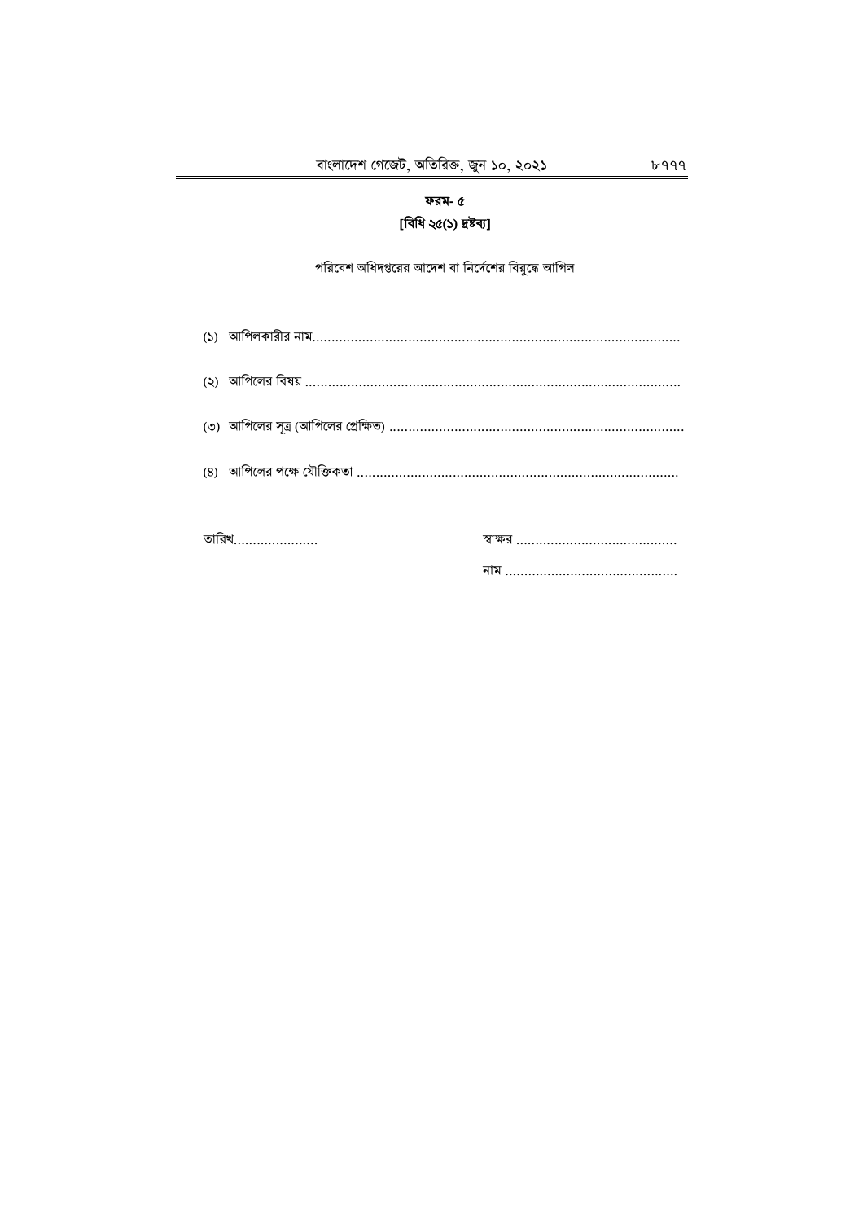**ফরম- ৫**

**[বিধি ২৫(১) দ্রষ্টব্য]**

পরিবেশ অধিদপ্তরের আদেশ বা নির্দেশের বিরুদ্ধে আপিল

(১) আপিলকারীর নাম..............................................................................................

(২) আপিলের বিষয় ...............................................................................................

(৩) আপিলের সূত্র (আপিলের প্রেক্ষিত) ...........................................................................

(৪) আপিলের পক্ষে যৌক্তিকতা ..................................................................................

তারিখ......................

স্বাক্ষর ..........................................

নাম ............................................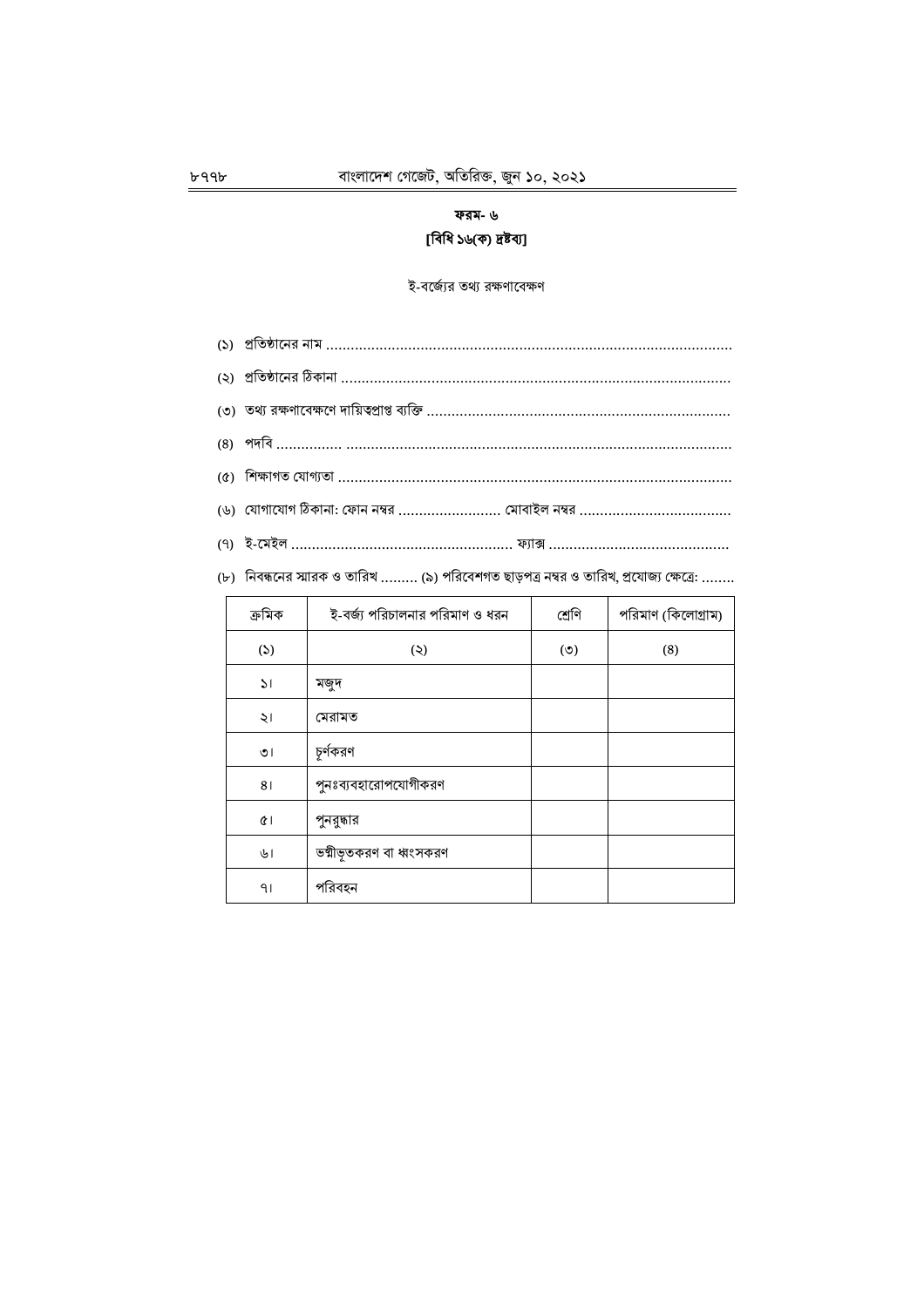## ফরম- ৬
## [বিধি ১৬(ক) দ্রষ্টব্য]

ই-বর্জ্যের তথ্য রক্ষণাবেক্ষণ

(১) প্রতিষ্ঠানের নাম ..................................................................................................

(২) প্রতিষ্ঠানের ঠিকানা .............................................................................................

(৩) তথ্য রক্ষণাবেক্ষণে দায়িত্বপ্রাপ্ত ব্যক্তি .........................................................................

(৪) পদবি ................ .............................................................................................

(৫) শিক্ষাগত যোগ্যতা ...............................................................................................

(৬) যোগাযোগ ঠিকানা: ফোন নম্বর ......................... মোবাইল নম্বর .....................................

(৭) ই-মেইল ...................................................... ফ্যাক্স ............................................

(৮) নিবন্ধনের স্মারক ও তারিখ ......... (৯) পরিবেশগত ছাড়পত্র নম্বর ও তারিখ, প্রযোজ্য ক্ষেত্রে: ........

| ক্রমিক | ই-বর্জ্য পরিচালনার পরিমাণ ও ধরন | শ্রেণি | পরিমাণ (কিলোগ্রাম) |
|---|---|---|---|
| (১) | (২) | (৩) | (৪) |
| ১। | মজুদ | | |
| ২। | মেরামত | | |
| ৩। | চূর্ণকরণ | | |
| ৪। | পুনঃব্যবহারোপযোগীকরণ | | |
| ৫। | পুনরুদ্ধার | | |
| ৬। | ভস্মীভূতকরণ বা ধ্বংসকরণ | | |
| ৭। | পরিবহন | | |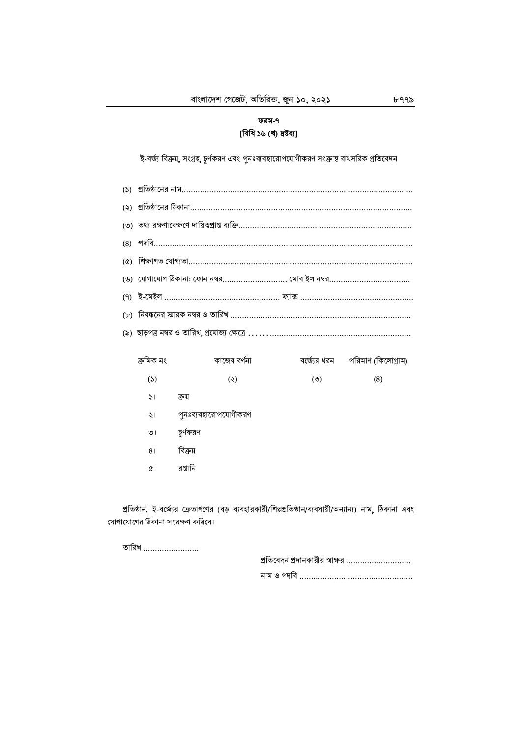## ফরম-৭

**[বিধি ১৬ (খ) দ্রষ্টব্য]**

ই-বর্জ্য বিক্রয়, সংগ্রহ, চূর্ণকরণ এবং পুনঃব্যবহারোপযোগীকরণ সংক্রান্ত বাৎসরিক প্রতিবেদন

(১) প্রতিষ্ঠানের নাম....................................................................................................

(২) প্রতিষ্ঠানের ঠিকানা................................................................................................

(৩) তথ্য রক্ষণাবেক্ষণে দায়িত্বপ্রাপ্ত ব্যক্তি...........................................................................

(৪) পদবি................................................................................................................

(৫) শিক্ষাগত যোগ্যতা.................................................................................................

(৬) যোগাযোগ ঠিকানা: ফোন নম্বর............................ মোবাইল নম্বর...................................

(৭) ই-মেইল .................................................. ফ্যাক্স .................................................

(৮) নিবন্ধনের স্মারক নম্বর ও তারিখ ..............................................................................

(৯) ছাড়পত্র নম্বর ও তারিখ, প্রযোজ্য ক্ষেত্রে ..................................................................

| ক্রমিক নং | কাজের বর্ণনা | বর্জ্যের ধরন | পরিমাণ (কিলোগ্রাম) |
|---|---|---|---|
| (১) | (২) | (৩) | (৪) |
| ১। | ক্রয় | | |
| ২। | পুনঃব্যবহারোপযোগীকরণ | | |
| ৩। | চূর্ণকরণ | | |
| ৪। | বিক্রয় | | |
| ৫। | রপ্তানি | | |

প্রতিষ্ঠান, ই-বর্জ্যের ক্রেতাগণের (বড় ব্যবহারকারী/শিল্পপ্রতিষ্ঠান/ব্যবসায়ী/অন্যান্য) নাম, ঠিকানা এবং যোগাযোগের ঠিকানা সংরক্ষণ করিবে।

তারিখ ........................

প্রতিবেদন প্রদানকারীর স্বাক্ষর ............................

নাম ও পদবি .................................................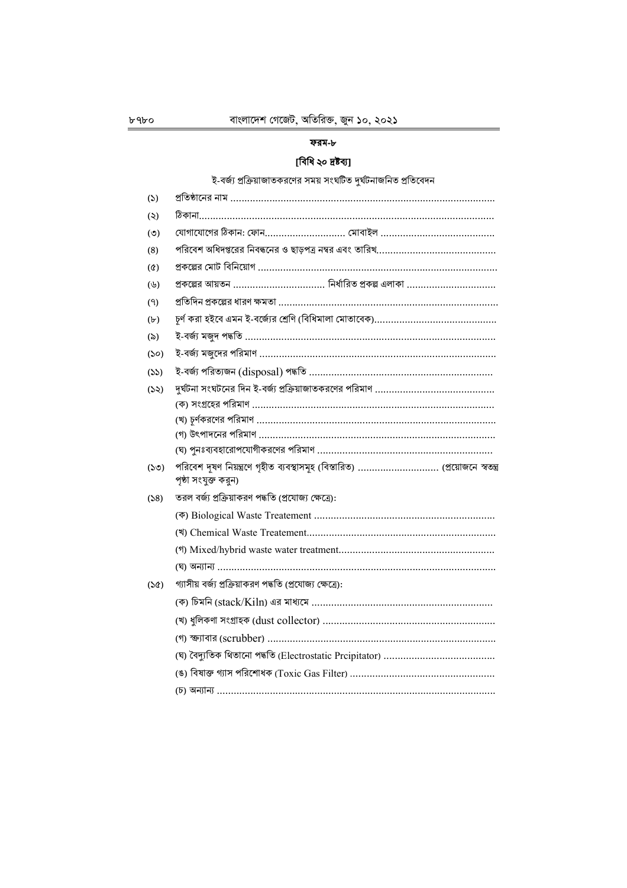**ফরম-৮**

**[বিধি ২০ দ্রষ্টব্য]**

ই-বর্জ্য প্রক্রিয়াজাতকরণের সময় সংঘটিত দুর্ঘটনাজনিত প্রতিবেদন

(১) প্রতিষ্ঠানের নাম ............................................................................................

(২) ঠিকানা.........................................................................................................

(৩) যোগাযোগের ঠিকানা: ফোন............................. মোবাইল .........................................

(৪) পরিবেশ অধিদপ্তরের নিবন্ধনের ও ছাড়পত্র নম্বর এবং তারিখ..........................................

(৫) প্রকল্পের মোট বিনিয়োগ ....................................................................................

(৬) প্রকল্পের আয়তন ................................. নির্ধারিত প্রকল্প এলাকা ................................

(৭) প্রতিদিন প্রকল্পের ধারণ ক্ষমতা .............................................................................

(৮) চূর্ণ করা হইবে এমন ই-বর্জ্যের শ্রেণি (বিধিমালা মোতাবেক)...........................................

(৯) ই-বর্জ্য মজুদ পদ্ধতি .........................................................................................

(১০) ই-বর্জ্য মজুদের পরিমাণ ....................................................................................

(১১) ই-বর্জ্য পরিত্যজন (disposal) পদ্ধতি .................................................................

(১২) দুর্ঘটনা সংঘটনের দিন ই-বর্জ্য প্রক্রিয়াজাতকরণের পরিমাণ ..........................................
(ক) সংগ্রহের পরিমাণ ......................................................................................
(খ) চূর্ণকরণের পরিমাণ .....................................................................................
(গ) উৎপাদনের পরিমাণ ....................................................................................
(ঘ) পুনঃব্যবহারোপযোগীকরণের পরিমাণ ...............................................................

(১৩) পরিবেশ দূষণ নিয়ন্ত্রণে গৃহীত ব্যবস্থাসমূহ (বিস্তারিত) ............................ (প্রয়োজনে স্বতন্ত্র পৃষ্ঠা সংযুক্ত করুন)

(১৪) তরল বর্জ্য প্রক্রিয়াকরণ পদ্ধতি (প্রযোজ্য ক্ষেত্রে):
(ক) Biological Waste Treatement ................................................................
(খ) Chemical Waste Treatement...................................................................
(গ) Mixed/hybrid waste water treatment.......................................................
(ঘ) অন্যান্য ....................................................................................................

(১৫) গ্যাসীয় বর্জ্য প্রক্রিয়াকরণ পদ্ধতি (প্রযোজ্য ক্ষেত্রে):
(ক) চিমনি (stack/Kiln) এর মাধ্যমে ................................................................
(খ) ধূলিকণা সংগ্রাহক (dust collector) .............................................................
(গ) স্ক্র্যাবার (scrubber) .................................................................................
(ঘ) বৈদ্যুতিক থিতানো পদ্ধতি (Electrostatic Prcipitator) ........................................
(ঙ) বিষাক্ত গ্যাস পরিশোধক (Toxic Gas Filter) ....................................................
(চ) অন্যান্য ....................................................................................................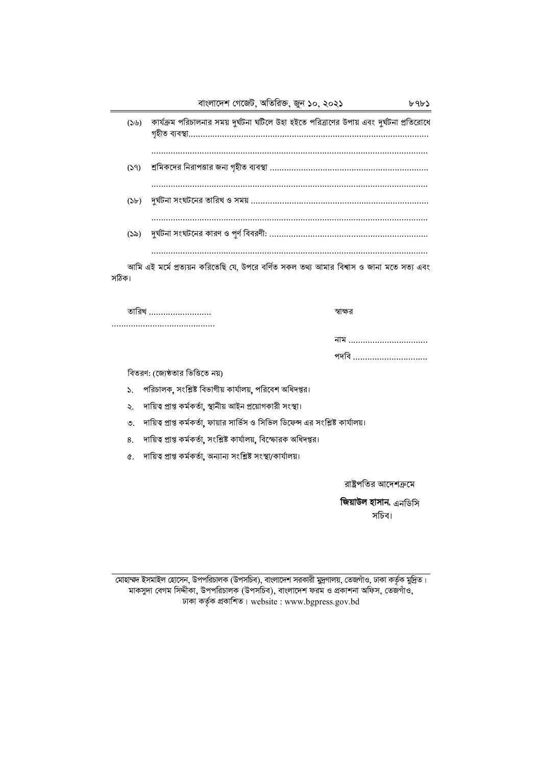(১৬) কার্যক্রম পরিচালনার সময় দুর্ঘটনা ঘটিলে উহা হইতে পরিত্রাণের উপায় এবং দুর্ঘটনা প্রতিরোধে গৃহীত ব্যবস্থা..................................................................................................

.................................................................................................................

(১৭) শ্রমিকদের নিরাপত্তার জন্য গৃহীত ব্যবস্থা .................................................................

.................................................................................................................

(১৮) দুর্ঘটনা সংঘটনের তারিখ ও সময় ..........................................................................

.................................................................................................................

(১৯) দুর্ঘটনা সংঘটনের কারণ ও পূর্ণ বিবরণী: .................................................................

.................................................................................................................

আমি এই মর্মে প্রত্যয়ন করিতেছি যে, উপরে বর্ণিত সকল তথ্য আমার বিশ্বাস ও জানা মতে সত্য এবং সঠিক।

তারিখ .......................... স্বাক্ষর ..........................................

নাম .................................

পদবি ...............................

বিতরণ: (জ্যেষ্ঠতার ভিত্তিতে নয়)

১. পরিচালক, সংশ্লিষ্ট বিভাগীয় কার্যালয়, পরিবেশ অধিদপ্তর।
২. দায়িত্ব প্রাপ্ত কর্মকর্তা, স্থানীয় আইন প্রয়োগকারী সংস্থা।
৩. দায়িত্ব প্রাপ্ত কর্মকর্তা, ফায়ার সার্ভিস ও সিভিল ডিফেন্স এর সংশ্লিষ্ট কার্যালয়।
৪. দায়িত্ব প্রাপ্ত কর্মকর্তা, সংশ্লিষ্ট কার্যালয়, বিস্ফোরক অধিদপ্তর।
৫. দায়িত্ব প্রাপ্ত কর্মকর্তা, অন্যান্য সংশ্লিষ্ট সংস্থা/কার্যালয়।

রাষ্ট্রপতির আদেশক্রমে

**জিয়াউল হাসান**, এনডিসি
সচিব।

মোহাম্মদ ইসমাইল হোসেন, উপপরিচালক (উপসচিব), বাংলাদেশ সরকারী মুদ্রণালয়, তেজগাঁও, ঢাকা কর্তৃক মুদ্রিত। মাকসুদা বেগম সিদ্দীকা, উপপরিচালক (উপসচিব), বাংলাদেশ ফরম ও প্রকাশনা অফিস, তেজগাঁও, ঢাকা কর্তৃক প্রকাশিত। website : www.bgpress.gov.bd